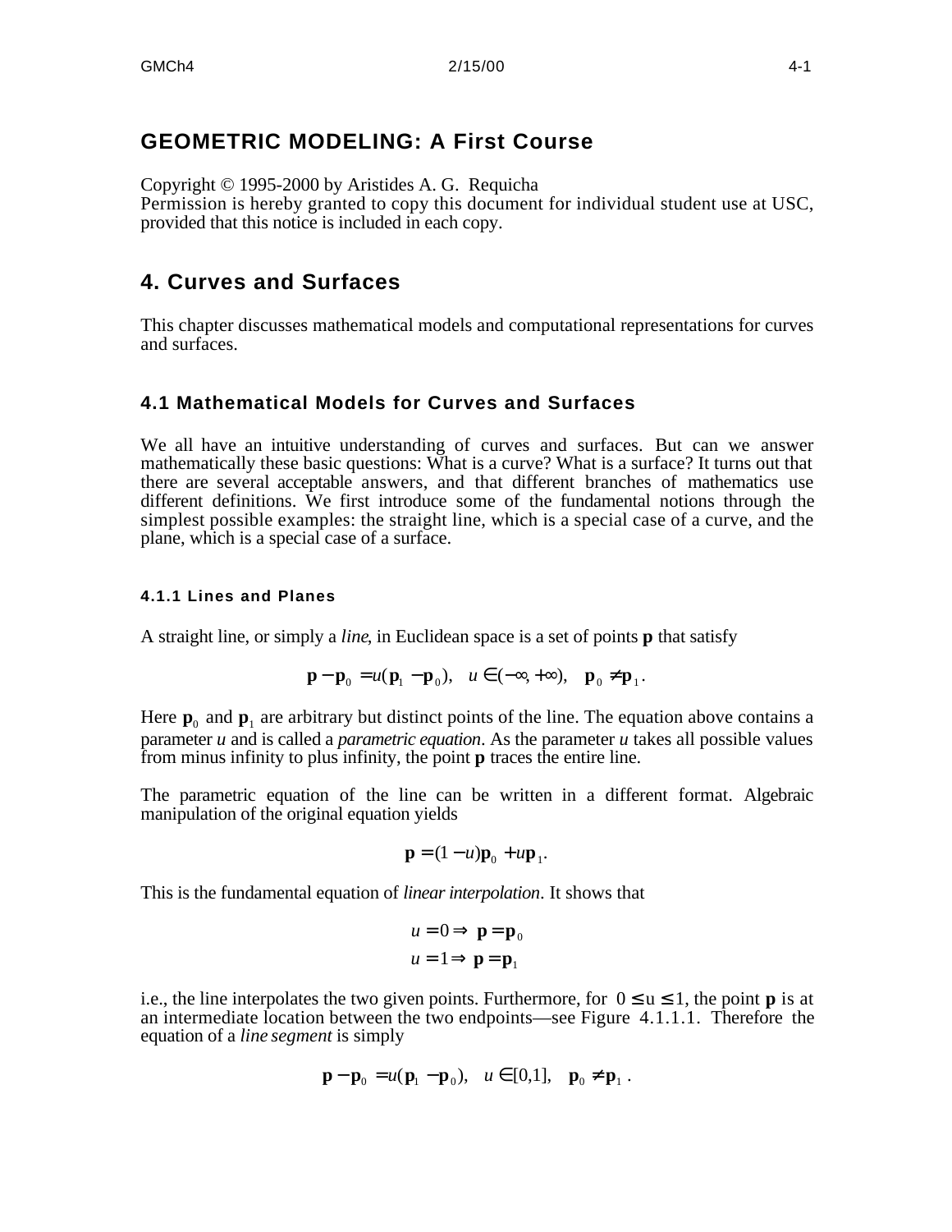# GEOMETRIC MODELING: A First Course

Copyright © 1995-2000 by Aristides A. G. Requicha
Permission is hereby granted to copy this document for individual student use at USC, provided that this notice is included in each copy.

# 4. Curves and Surfaces

This chapter discusses mathematical models and computational representations for curves and surfaces.

## 4.1 Mathematical Models for Curves and Surfaces

We all have an intuitive understanding of curves and surfaces. But can we answer mathematically these basic questions: What is a curve? What is a surface? It turns out that there are several acceptable answers, and that different branches of mathematics use different definitions. We first introduce some of the fundamental notions through the simplest possible examples: the straight line, which is a special case of a curve, and the plane, which is a special case of a surface.

### 4.1.1 Lines and Planes

A straight line, or simply a *line*, in Euclidean space is a set of points **p** that satisfy

$$\mathbf{p} - \mathbf{p}_0 = u(\mathbf{p}_1 - \mathbf{p}_0), \quad u \in (-\infty, +\infty), \quad \mathbf{p}_0 \neq \mathbf{p}_1.$$

Here $\mathbf{p}_0$ and $\mathbf{p}_1$ are arbitrary but distinct points of the line. The equation above contains a parameter $u$ and is called a *parametric equation*. As the parameter $u$ takes all possible values from minus infinity to plus infinity, the point **p** traces the entire line.

The parametric equation of the line can be written in a different format. Algebraic manipulation of the original equation yields

$$\mathbf{p} = (1-u)\mathbf{p}_0 + u\mathbf{p}_1.$$

This is the fundamental equation of *linear interpolation*. It shows that

$$u = 0 \Rightarrow \mathbf{p} = \mathbf{p}_0$$
$$u = 1 \Rightarrow \mathbf{p} = \mathbf{p}_1$$

i.e., the line interpolates the two given points. Furthermore, for $0 \leq u \leq 1$, the point **p** is at an intermediate location between the two endpoints—see Figure 4.1.1.1. Therefore the equation of a *line segment* is simply

$$\mathbf{p} - \mathbf{p}_0 = u(\mathbf{p}_1 - \mathbf{p}_0), \quad u \in [0,1], \quad \mathbf{p}_0 \neq \mathbf{p}_1.$$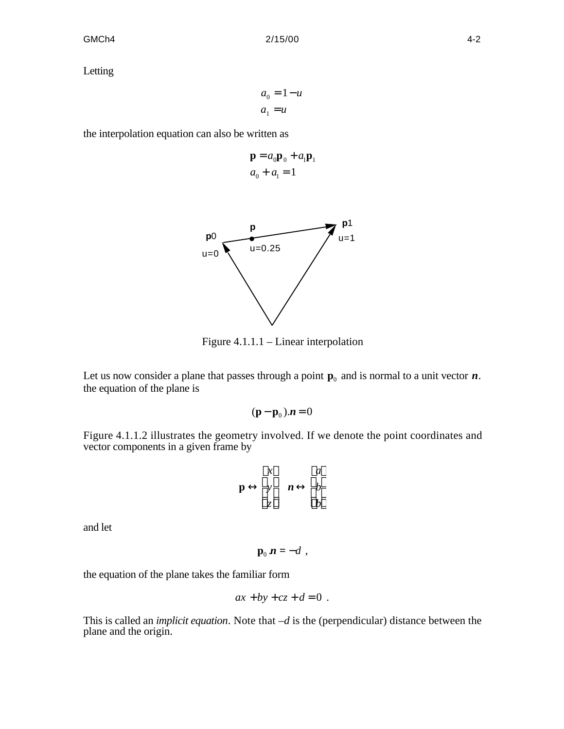Letting

$$a_0 = 1 - u$$
$$a_1 = u$$

the interpolation equation can also be written as

$$\mathbf{p} = a_0\mathbf{p}_0 + a_1\mathbf{p}_1$$
$$a_0 + a_1 = 1$$

Figure 4.1.1.1 – Linear interpolation

Let us now consider a plane that passes through a point $\mathbf{p}_0$ and is normal to a unit vector $\boldsymbol{n}$. the equation of the plane is

$$(\mathbf{p} - \mathbf{p}_0).\boldsymbol{n} = 0$$

Figure 4.1.1.2 illustrates the geometry involved. If we denote the point coordinates and vector components in a given frame by

$$\mathbf{p} \leftrightarrow \begin{bmatrix} x \\ y \\ z \end{bmatrix} \quad \boldsymbol{n} \leftrightarrow \begin{bmatrix} a \\ b \\ b \end{bmatrix}$$

and let

$$\mathbf{p}_0 .\boldsymbol{n} = -d \ ,$$

the equation of the plane takes the familiar form

$$ax + by + cz + d = 0 \ .$$

This is called an *implicit equation*. Note that $-d$ is the (perpendicular) distance between the plane and the origin.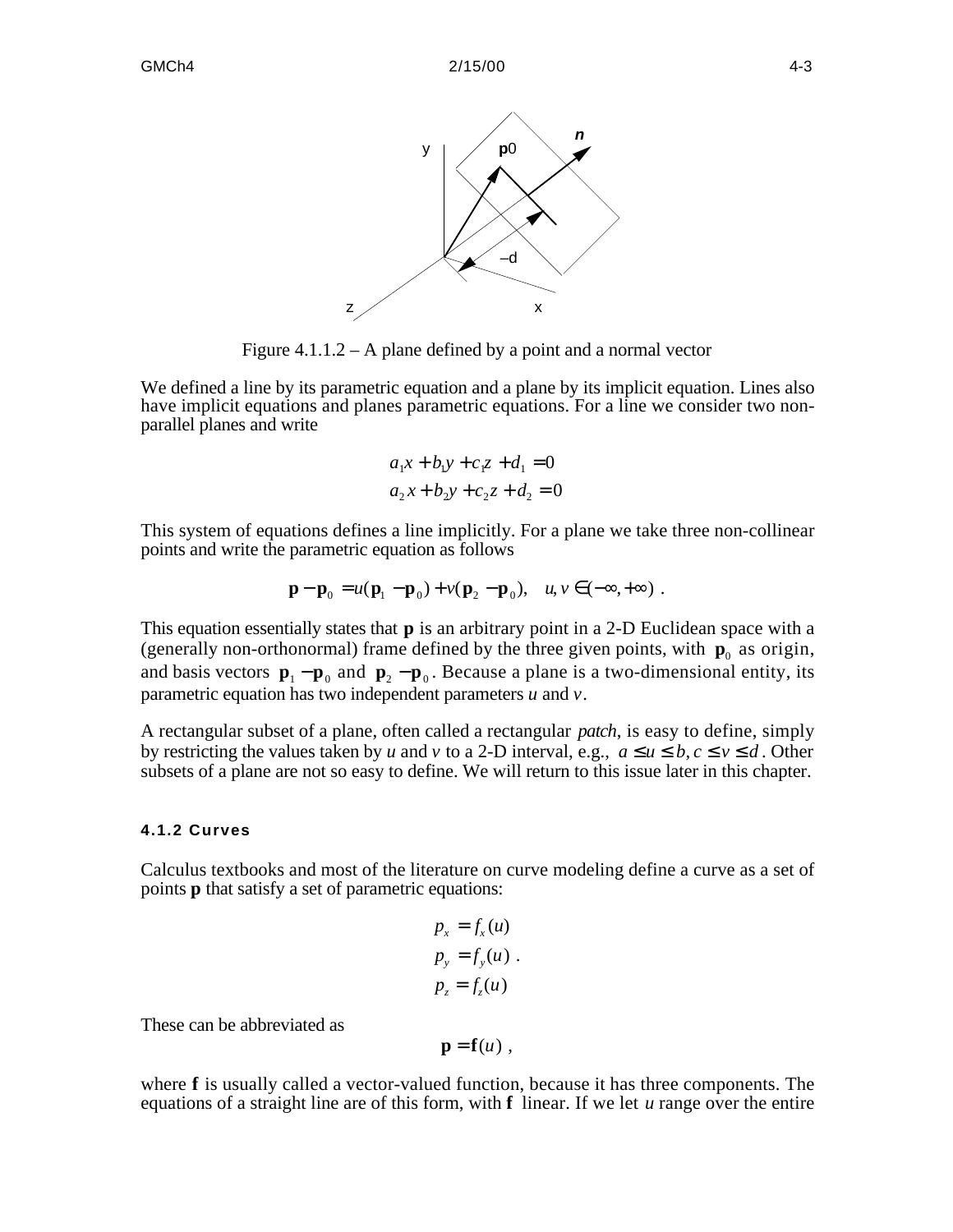Figure 4.1.1.2 – A plane defined by a point and a normal vector

We defined a line by its parametric equation and a plane by its implicit equation. Lines also have implicit equations and planes parametric equations. For a line we consider two non-parallel planes and write

$$a_1 x + b_1 y + c_1 z + d_1 = 0$$
$$a_2 x + b_2 y + c_2 z + d_2 = 0$$

This system of equations defines a line implicitly. For a plane we take three non-collinear points and write the parametric equation as follows

$$\mathbf{p} - \mathbf{p}_0 = u(\mathbf{p}_1 - \mathbf{p}_0) + v(\mathbf{p}_2 - \mathbf{p}_0), \quad u, v \in (-\infty, +\infty) \ .$$

This equation essentially states that $\mathbf{p}$ is an arbitrary point in a 2-D Euclidean space with a (generally non-orthonormal) frame defined by the three given points, with $\mathbf{p}_0$ as origin, and basis vectors $\mathbf{p}_1 - \mathbf{p}_0$ and $\mathbf{p}_2 - \mathbf{p}_0$. Because a plane is a two-dimensional entity, its parametric equation has two independent parameters $u$ and $v$.

A rectangular subset of a plane, often called a rectangular *patch*, is easy to define, simply by restricting the values taken by $u$ and $v$ to a 2-D interval, e.g., $a \le u \le b, c \le v \le d$. Other subsets of a plane are not so easy to define. We will return to this issue later in this chapter.

#### 4.1.2 Curves

Calculus textbooks and most of the literature on curve modeling define a curve as a set of points $\mathbf{p}$ that satisfy a set of parametric equations:

$$p_x = f_x(u)$$
$$p_y = f_y(u) \ .$$
$$p_z = f_z(u)$$

These can be abbreviated as

$$\mathbf{p} = \mathbf{f}(u) \ ,$$

where $\mathbf{f}$ is usually called a vector-valued function, because it has three components. The equations of a straight line are of this form, with $\mathbf{f}$ linear. If we let $u$ range over the entire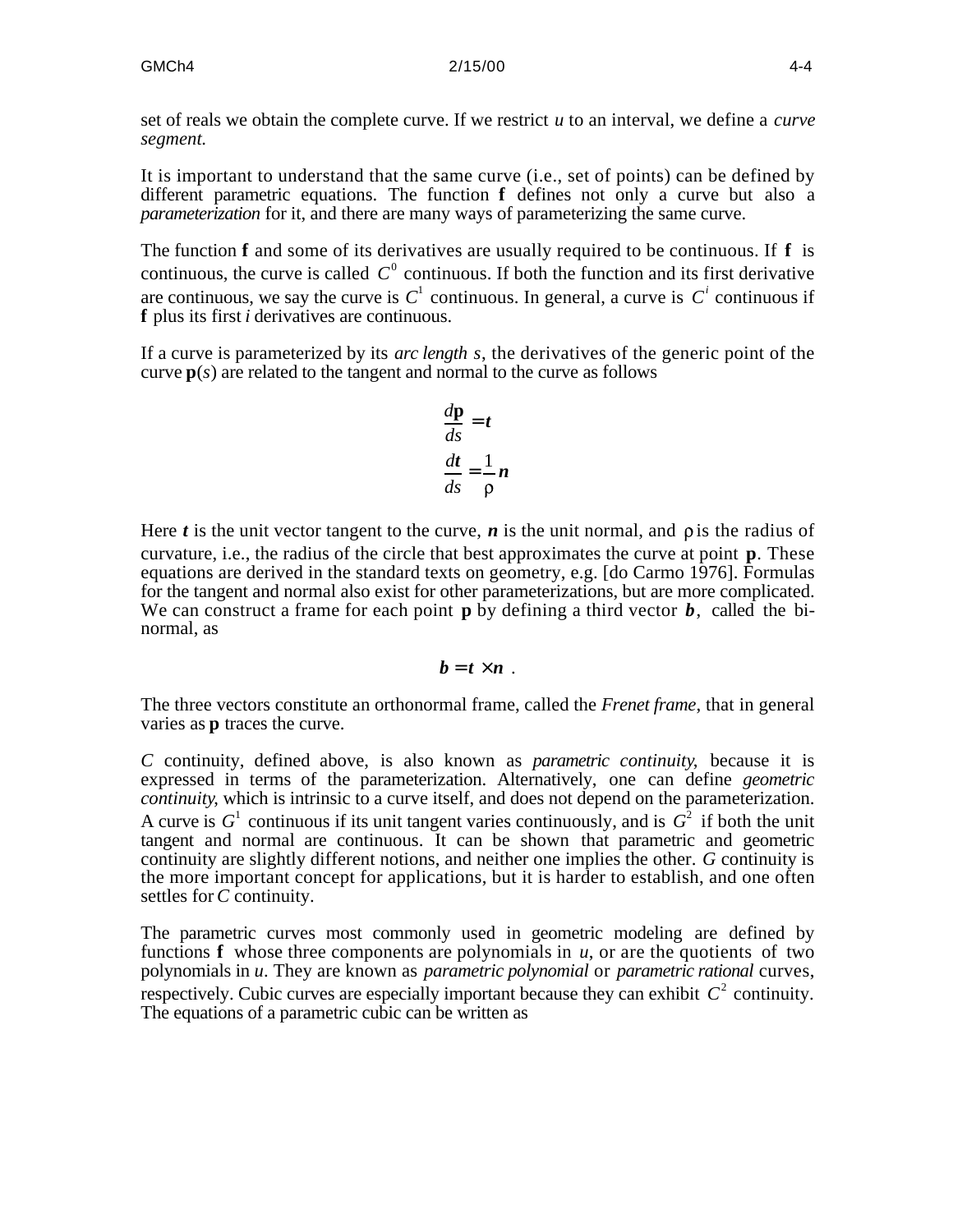set of reals we obtain the complete curve. If we restrict $u$ to an interval, we define a *curve segment.*

It is important to understand that the same curve (i.e., set of points) can be defined by different parametric equations. The function **f** defines not only a curve but also a *parameterization* for it, and there are many ways of parameterizing the same curve.

The function **f** and some of its derivatives are usually required to be continuous. If **f** is continuous, the curve is called $C^0$ continuous. If both the function and its first derivative are continuous, we say the curve is $C^1$ continuous. In general, a curve is $C^i$ continuous if **f** plus its first $i$ derivatives are continuous.

If a curve is parameterized by its *arc length* $s$, the derivatives of the generic point of the curve $\mathbf{p}(s)$ are related to the tangent and normal to the curve as follows

$$\frac{d\mathbf{p}}{ds} = \boldsymbol{t}$$

$$\frac{d\boldsymbol{t}}{ds} = \frac{1}{\rho}\boldsymbol{n}$$

Here $\boldsymbol{t}$ is the unit vector tangent to the curve, $\boldsymbol{n}$ is the unit normal, and $\rho$ is the radius of curvature, i.e., the radius of the circle that best approximates the curve at point $\mathbf{p}$. These equations are derived in the standard texts on geometry, e.g. [do Carmo 1976]. Formulas for the tangent and normal also exist for other parameterizations, but are more complicated. We can construct a frame for each point $\mathbf{p}$ by defining a third vector $\boldsymbol{b}$, called the bi-normal, as

$$\boldsymbol{b} = \boldsymbol{t} \times \boldsymbol{n} \ .$$

The three vectors constitute an orthonormal frame, called the *Frenet frame*, that in general varies as $\mathbf{p}$ traces the curve.

$C$ continuity, defined above, is also known as *parametric continuity*, because it is expressed in terms of the parameterization. Alternatively, one can define *geometric continuity*, which is intrinsic to a curve itself, and does not depend on the parameterization. A curve is $G^1$ continuous if its unit tangent varies continuously, and is $G^2$ if both the unit tangent and normal are continuous. It can be shown that parametric and geometric continuity are slightly different notions, and neither one implies the other. $G$ continuity is the more important concept for applications, but it is harder to establish, and one often settles for $C$ continuity.

The parametric curves most commonly used in geometric modeling are defined by functions **f** whose three components are polynomials in $u$, or are the quotients of two polynomials in $u$. They are known as *parametric polynomial* or *parametric rational* curves, respectively. Cubic curves are especially important because they can exhibit $C^2$ continuity. The equations of a parametric cubic can be written as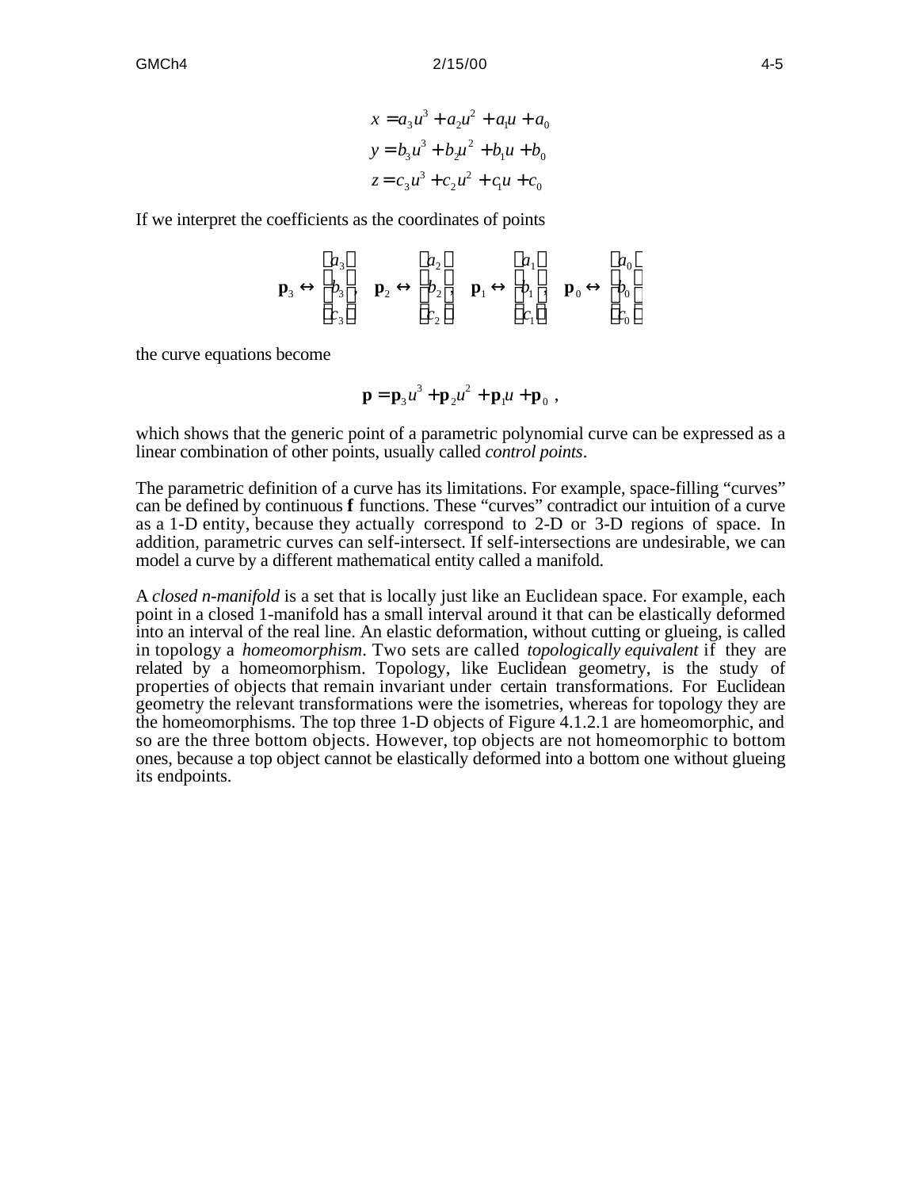$$x = a_3 u^3 + a_2 u^2 + a_1 u + a_0$$
$$y = b_3 u^3 + b_2 u^2 + b_1 u + b_0$$
$$z = c_3 u^3 + c_2 u^2 + c_1 u + c_0$$

If we interpret the coefficients as the coordinates of points

$$\mathbf{p}_3 \leftrightarrow \begin{bmatrix} a_3 \\ b_3 \\ c_3 \end{bmatrix}, \quad \mathbf{p}_2 \leftrightarrow \begin{bmatrix} a_2 \\ b_2 \\ c_2 \end{bmatrix}, \quad \mathbf{p}_1 \leftrightarrow \begin{bmatrix} a_1 \\ b_1 \\ c_1 \end{bmatrix}, \quad \mathbf{p}_0 \leftrightarrow \begin{bmatrix} a_0 \\ b_0 \\ c_0 \end{bmatrix}$$

the curve equations become

$$\mathbf{p} = \mathbf{p}_3 u^3 + \mathbf{p}_2 u^2 + \mathbf{p}_1 u + \mathbf{p}_0 \ ,$$

which shows that the generic point of a parametric polynomial curve can be expressed as a linear combination of other points, usually called *control points*.

The parametric definition of a curve has its limitations. For example, space-filling "curves" can be defined by continuous $\mathbf{f}$ functions. These "curves" contradict our intuition of a curve as a 1-D entity, because they actually correspond to 2-D or 3-D regions of space. In addition, parametric curves can self-intersect. If self-intersections are undesirable, we can model a curve by a different mathematical entity called a manifold.

A *closed n-manifold* is a set that is locally just like an Euclidean space. For example, each point in a closed 1-manifold has a small interval around it that can be elastically deformed into an interval of the real line. An elastic deformation, without cutting or glueing, is called in topology a *homeomorphism*. Two sets are called *topologically equivalent* if they are related by a homeomorphism. Topology, like Euclidean geometry, is the study of properties of objects that remain invariant under certain transformations. For Euclidean geometry the relevant transformations were the isometries, whereas for topology they are the homeomorphisms. The top three 1-D objects of Figure 4.1.2.1 are homeomorphic, and so are the three bottom objects. However, top objects are not homeomorphic to bottom ones, because a top object cannot be elastically deformed into a bottom one without glueing its endpoints.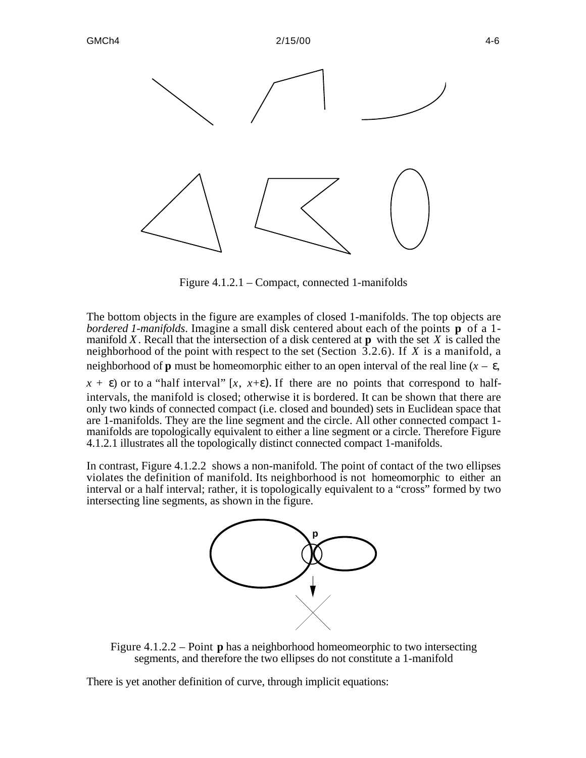Figure 4.1.2.1 – Compact, connected 1-manifolds

The bottom objects in the figure are examples of closed 1-manifolds. The top objects are *bordered 1-manifolds*. Imagine a small disk centered about each of the points **p** of a 1-manifold $X$. Recall that the intersection of a disk centered at **p** with the set $X$ is called the neighborhood of the point with respect to the set (Section 3.2.6). If $X$ is a manifold, a neighborhood of **p** must be homeomorphic either to an open interval of the real line $(x - \varepsilon, x + \varepsilon)$ or to a "half interval" $[x, x+\varepsilon)$. If there are no points that correspond to half-intervals, the manifold is closed; otherwise it is bordered. It can be shown that there are only two kinds of connected compact (i.e. closed and bounded) sets in Euclidean space that are 1-manifolds. They are the line segment and the circle. All other connected compact 1-manifolds are topologically equivalent to either a line segment or a circle. Therefore Figure 4.1.2.1 illustrates all the topologically distinct connected compact 1-manifolds.

In contrast, Figure 4.1.2.2 shows a non-manifold. The point of contact of the two ellipses violates the definition of manifold. Its neighborhood is not homeomorphic to either an interval or a half interval; rather, it is topologically equivalent to a "cross" formed by two intersecting line segments, as shown in the figure.

Figure 4.1.2.2 – Point **p** has a neighborhood homeomeorphic to two intersecting segments, and therefore the two ellipses do not constitute a 1-manifold

There is yet another definition of curve, through implicit equations: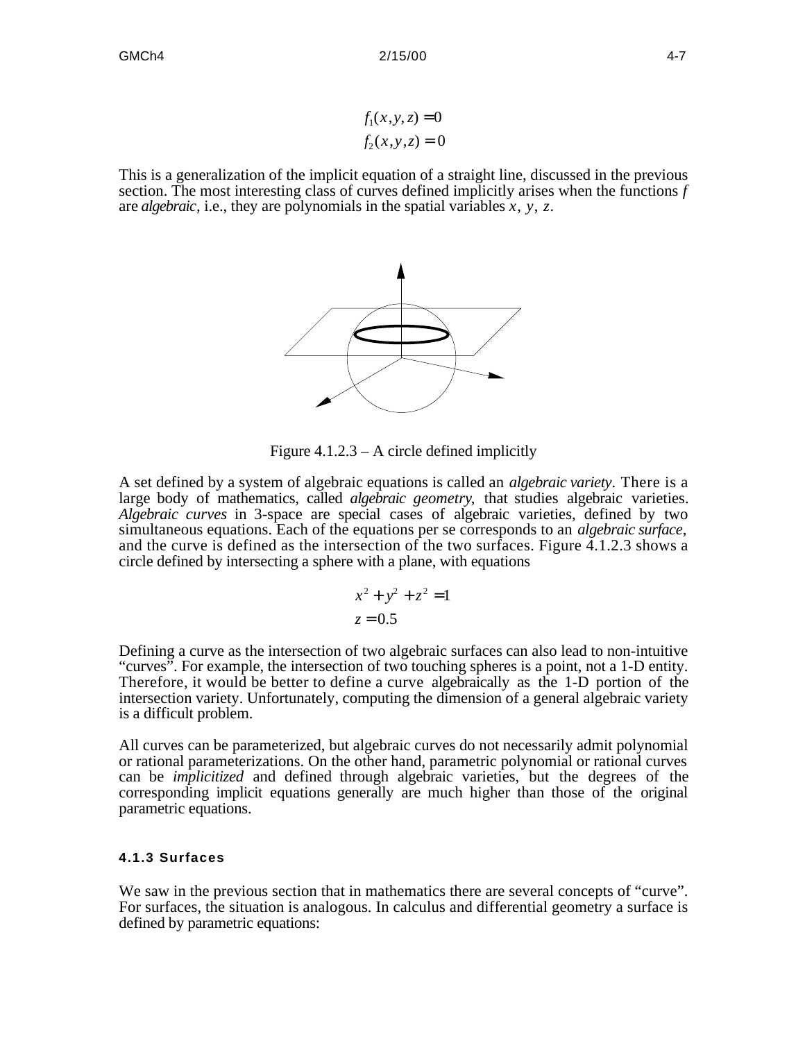$$f_1(x,y,z) = 0$$
$$f_2(x,y,z) = 0$$

This is a generalization of the implicit equation of a straight line, discussed in the previous section. The most interesting class of curves defined implicitly arises when the functions $f$ are *algebraic*, i.e., they are polynomials in the spatial variables $x$, $y$, $z$.

Figure 4.1.2.3 – A circle defined implicitly

A set defined by a system of algebraic equations is called an *algebraic variety*. There is a large body of mathematics, called *algebraic geometry,* that studies algebraic varieties. *Algebraic curves* in 3-space are special cases of algebraic varieties, defined by two simultaneous equations. Each of the equations per se corresponds to an *algebraic surface*, and the curve is defined as the intersection of the two surfaces. Figure 4.1.2.3 shows a circle defined by intersecting a sphere with a plane, with equations

$$x^2 + y^2 + z^2 = 1$$
$$z = 0.5$$

Defining a curve as the intersection of two algebraic surfaces can also lead to non-intuitive "curves". For example, the intersection of two touching spheres is a point, not a 1-D entity. Therefore, it would be better to define a curve algebraically as the 1-D portion of the intersection variety. Unfortunately, computing the dimension of a general algebraic variety is a difficult problem.

All curves can be parameterized, but algebraic curves do not necessarily admit polynomial or rational parameterizations. On the other hand, parametric polynomial or rational curves can be *implicitized* and defined through algebraic varieties, but the degrees of the corresponding implicit equations generally are much higher than those of the original parametric equations.

#### 4.1.3 Surfaces

We saw in the previous section that in mathematics there are several concepts of "curve". For surfaces, the situation is analogous. In calculus and differential geometry a surface is defined by parametric equations: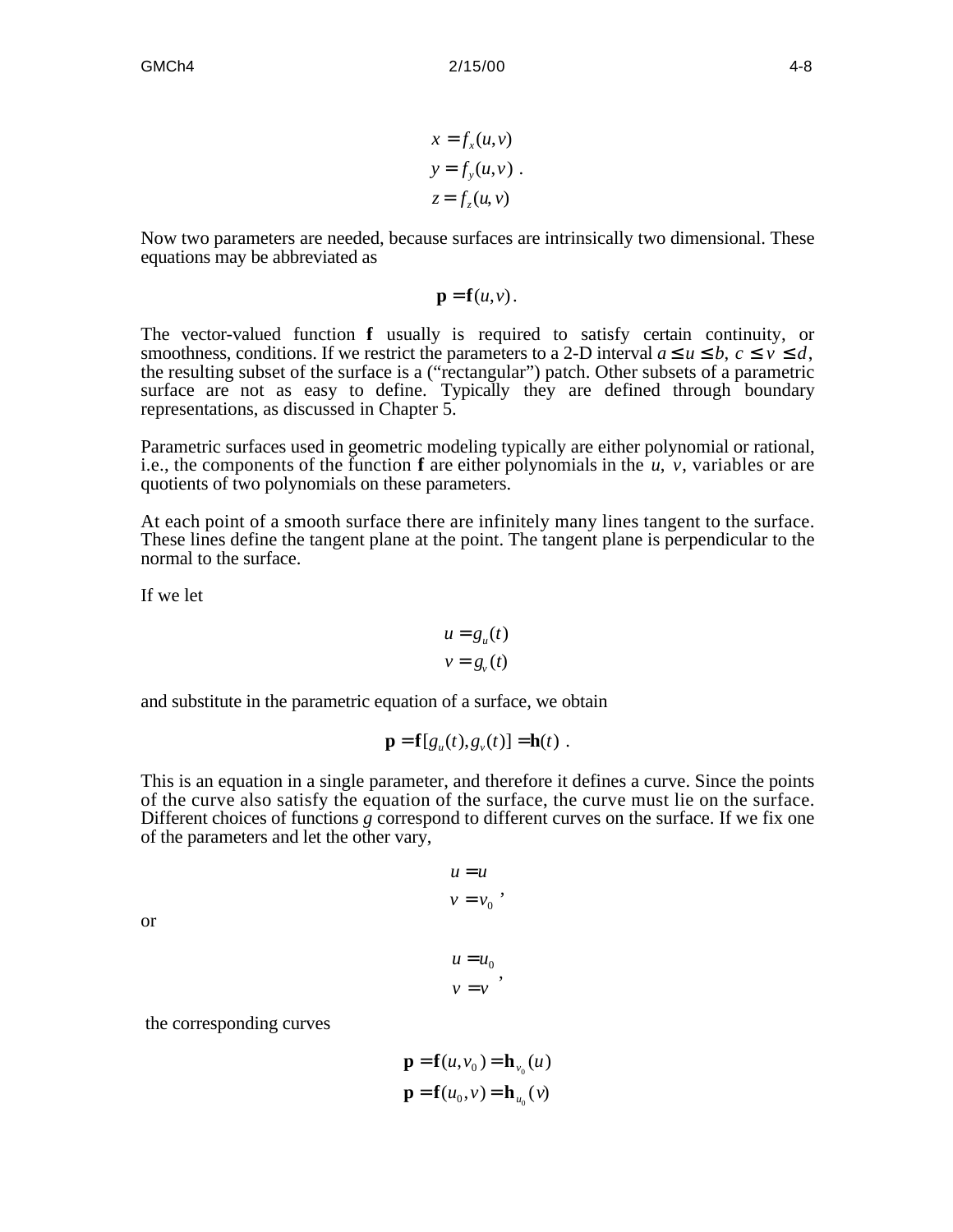$$
\begin{aligned}
x &= f_x(u,v) \\
y &= f_y(u,v) \ . \\
z &= f_z(u,v)
\end{aligned}
$$

Now two parameters are needed, because surfaces are intrinsically two dimensional. These equations may be abbreviated as

$$
\mathbf{p} = \mathbf{f}(u,v).
$$

The vector-valued function **f** usually is required to satisfy certain continuity, or smoothness, conditions. If we restrict the parameters to a 2-D interval $a \le u \le b$, $c \le v \le d$, the resulting subset of the surface is a ("rectangular") patch. Other subsets of a parametric surface are not as easy to define. Typically they are defined through boundary representations, as discussed in Chapter 5.

Parametric surfaces used in geometric modeling typically are either polynomial or rational, i.e., the components of the function **f** are either polynomials in the $u$, $v$, variables or are quotients of two polynomials on these parameters.

At each point of a smooth surface there are infinitely many lines tangent to the surface. These lines define the tangent plane at the point. The tangent plane is perpendicular to the normal to the surface.

If we let

$$
\begin{aligned}
u &= g_u(t) \\
v &= g_v(t)
\end{aligned}
$$

and substitute in the parametric equation of a surface, we obtain

$$
\mathbf{p} = \mathbf{f}[g_u(t), g_v(t)] = \mathbf{h}(t) \ .
$$

This is an equation in a single parameter, and therefore it defines a curve. Since the points of the curve also satisfy the equation of the surface, the curve must lie on the surface. Different choices of functions $g$ correspond to different curves on the surface. If we fix one of the parameters and let the other vary,

$$
\begin{aligned}
u &= u \\
v &= v_0
\end{aligned} \ ,
$$

or

$$
\begin{aligned}
u &= u_0 \\
v &= v
\end{aligned} \ ,
$$

the corresponding curves

$$
\begin{aligned}
\mathbf{p} &= \mathbf{f}(u, v_0) = \mathbf{h}_{v_0}(u) \\
\mathbf{p} &= \mathbf{f}(u_0, v) = \mathbf{h}_{u_0}(v)
\end{aligned}
$$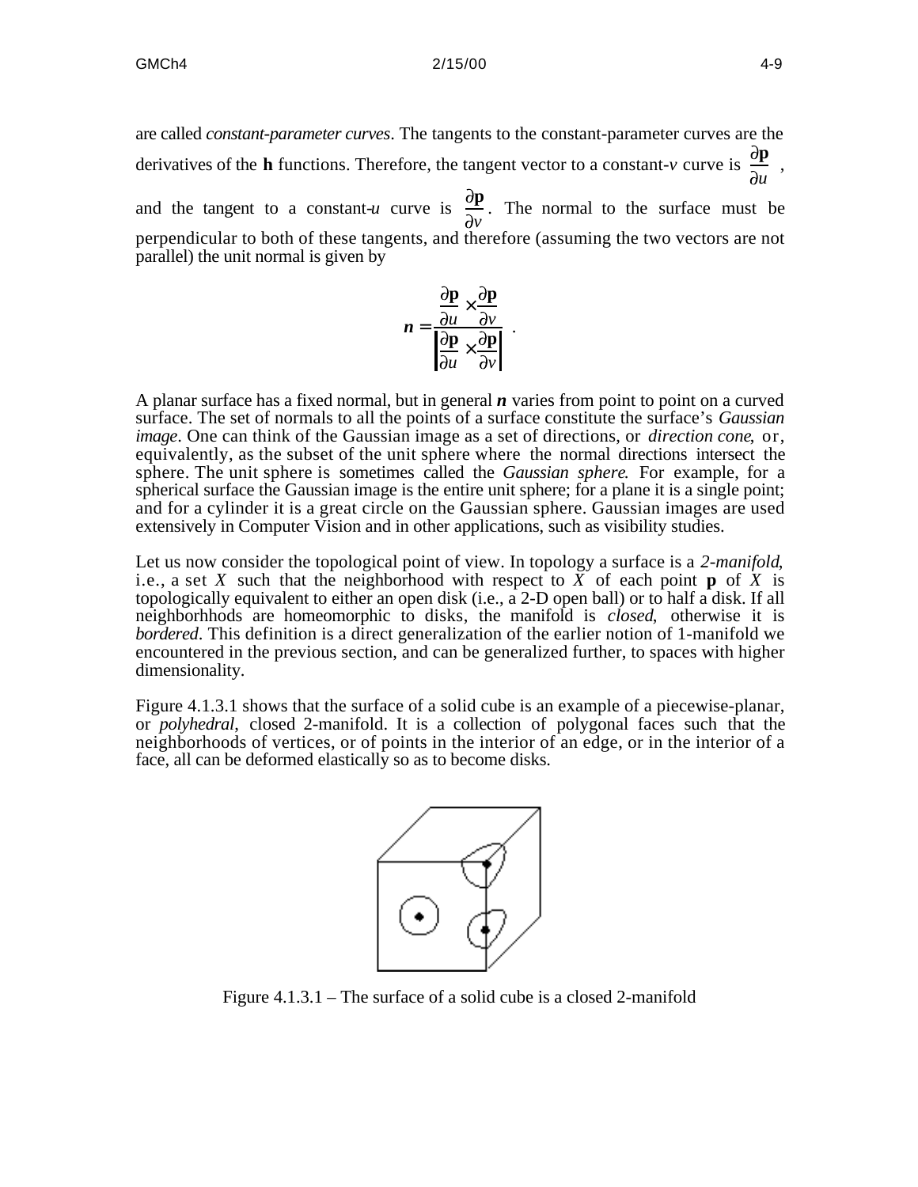are called *constant-parameter curves*. The tangents to the constant-parameter curves are the derivatives of the **h** functions. Therefore, the tangent vector to a constant-*v* curve is $\frac{\partial \mathbf{p}}{\partial u}$, and the tangent to a constant-*u* curve is $\frac{\partial \mathbf{p}}{\partial v}$. The normal to the surface must be perpendicular to both of these tangents, and therefore (assuming the two vectors are not parallel) the unit normal is given by

$$\boldsymbol{n} = \frac{\dfrac{\partial \mathbf{p}}{\partial u} \times \dfrac{\partial \mathbf{p}}{\partial v}}{\left| \dfrac{\partial \mathbf{p}}{\partial u} \times \dfrac{\partial \mathbf{p}}{\partial v} \right|} .$$

A planar surface has a fixed normal, but in general $\boldsymbol{n}$ varies from point to point on a curved surface. The set of normals to all the points of a surface constitute the surface's *Gaussian image*. One can think of the Gaussian image as a set of directions, or *direction cone*, or, equivalently, as the subset of the unit sphere where the normal directions intersect the sphere. The unit sphere is sometimes called the *Gaussian sphere*. For example, for a spherical surface the Gaussian image is the entire unit sphere; for a plane it is a single point; and for a cylinder it is a great circle on the Gaussian sphere. Gaussian images are used extensively in Computer Vision and in other applications, such as visibility studies.

Let us now consider the topological point of view. In topology a surface is a *2-manifold*, i.e., a set *X* such that the neighborhood with respect to *X* of each point **p** of *X* is topologically equivalent to either an open disk (i.e., a 2-D open ball) or to half a disk. If all neighborhhods are homeomorphic to disks, the manifold is *closed*, otherwise it is *bordered*. This definition is a direct generalization of the earlier notion of 1-manifold we encountered in the previous section, and can be generalized further, to spaces with higher dimensionality.

Figure 4.1.3.1 shows that the surface of a solid cube is an example of a piecewise-planar, or *polyhedral*, closed 2-manifold. It is a collection of polygonal faces such that the neighborhoods of vertices, or of points in the interior of an edge, or in the interior of a face, all can be deformed elastically so as to become disks.

Figure 4.1.3.1 – The surface of a solid cube is a closed 2-manifold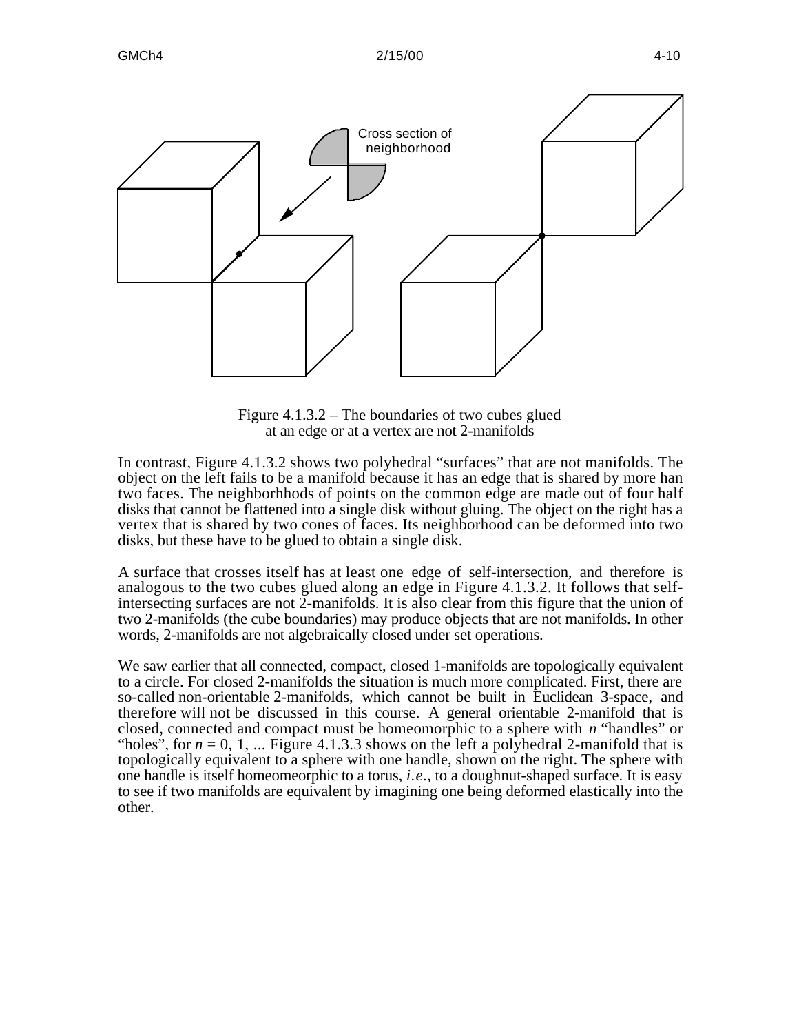Cross section of neighborhood

Figure 4.1.3.2 – The boundaries of two cubes glued at an edge or at a vertex are not 2-manifolds

In contrast, Figure 4.1.3.2 shows two polyhedral "surfaces" that are not manifolds. The object on the left fails to be a manifold because it has an edge that is shared by more han two faces. The neighborhhods of points on the common edge are made out of four half disks that cannot be flattened into a single disk without gluing. The object on the right has a vertex that is shared by two cones of faces. Its neighborhood can be deformed into two disks, but these have to be glued to obtain a single disk.

A surface that crosses itself has at least one edge of self-intersection, and therefore is analogous to the two cubes glued along an edge in Figure 4.1.3.2. It follows that self-intersecting surfaces are not 2-manifolds. It is also clear from this figure that the union of two 2-manifolds (the cube boundaries) may produce objects that are not manifolds. In other words, 2-manifolds are not algebraically closed under set operations.

We saw earlier that all connected, compact, closed 1-manifolds are topologically equivalent to a circle. For closed 2-manifolds the situation is much more complicated. First, there are so-called non-orientable 2-manifolds, which cannot be built in Euclidean 3-space, and therefore will not be discussed in this course. A general orientable 2-manifold that is closed, connected and compact must be homeomorphic to a sphere with $n$ "handles" or "holes", for $n = 0, 1, ...$ Figure 4.1.3.3 shows on the left a polyhedral 2-manifold that is topologically equivalent to a sphere with one handle, shown on the right. The sphere with one handle is itself homeomeorphic to a torus, *i.e.*, to a doughnut-shaped surface. It is easy to see if two manifolds are equivalent by imagining one being deformed elastically into the other.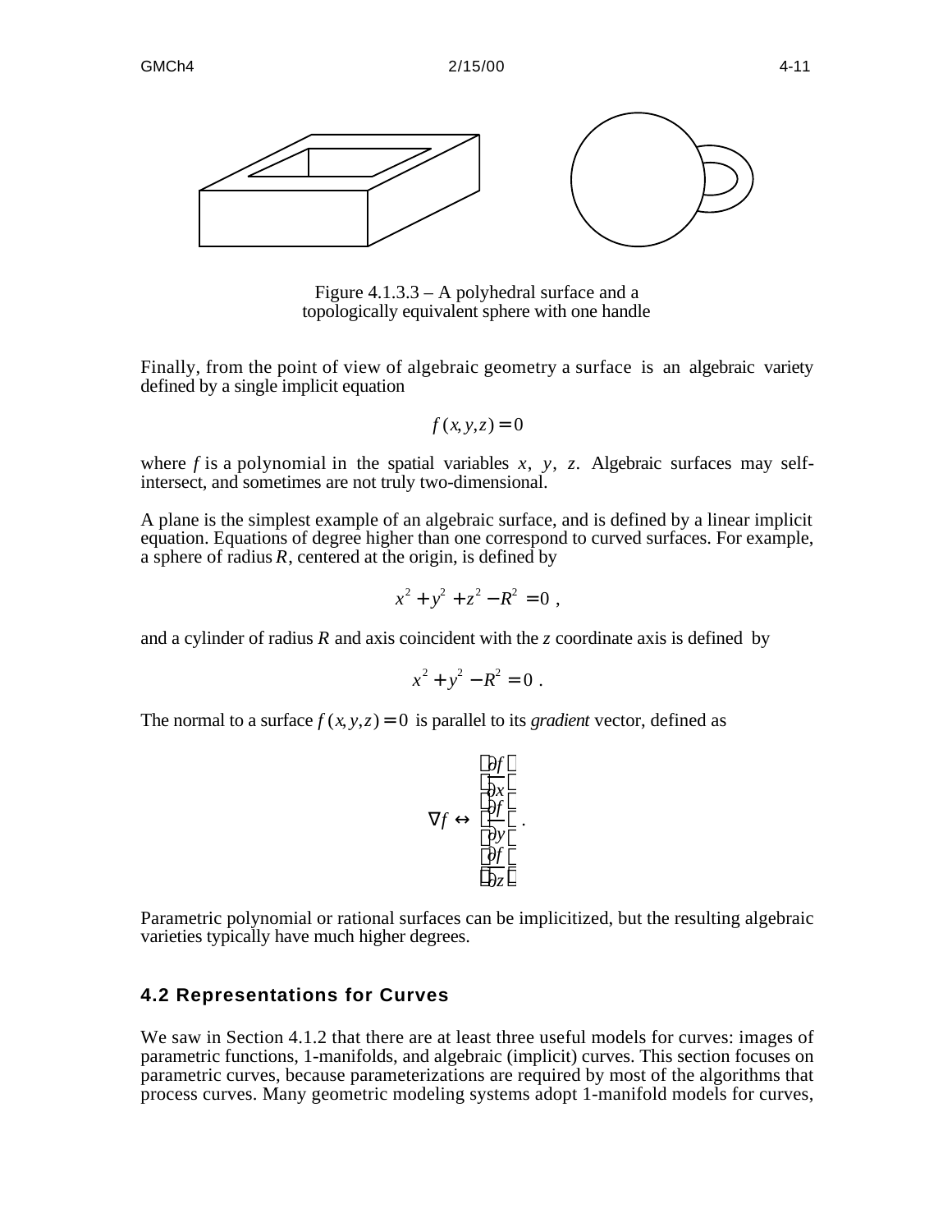Figure 4.1.3.3 – A polyhedral surface and a topologically equivalent sphere with one handle

Finally, from the point of view of algebraic geometry a surface is an algebraic variety defined by a single implicit equation

$$f(x,y,z) = 0$$

where $f$ is a polynomial in the spatial variables $x$, $y$, $z$. Algebraic surfaces may self-intersect, and sometimes are not truly two-dimensional.

A plane is the simplest example of an algebraic surface, and is defined by a linear implicit equation. Equations of degree higher than one correspond to curved surfaces. For example, a sphere of radius $R$, centered at the origin, is defined by

$$x^2 + y^2 + z^2 - R^2 = 0 ,$$

and a cylinder of radius $R$ and axis coincident with the $z$ coordinate axis is defined by

$$x^2 + y^2 - R^2 = 0 .$$

The normal to a surface $f(x,y,z) = 0$ is parallel to its *gradient* vector, defined as

$$\nabla f \leftrightarrow \begin{bmatrix} \frac{\partial f}{\partial x} \\ \frac{\partial f}{\partial y} \\ \frac{\partial f}{\partial z} \end{bmatrix} .$$

Parametric polynomial or rational surfaces can be implicitized, but the resulting algebraic varieties typically have much higher degrees.

## 4.2 Representations for Curves

We saw in Section 4.1.2 that there are at least three useful models for curves: images of parametric functions, 1-manifolds, and algebraic (implicit) curves. This section focuses on parametric curves, because parameterizations are required by most of the algorithms that process curves. Many geometric modeling systems adopt 1-manifold models for curves,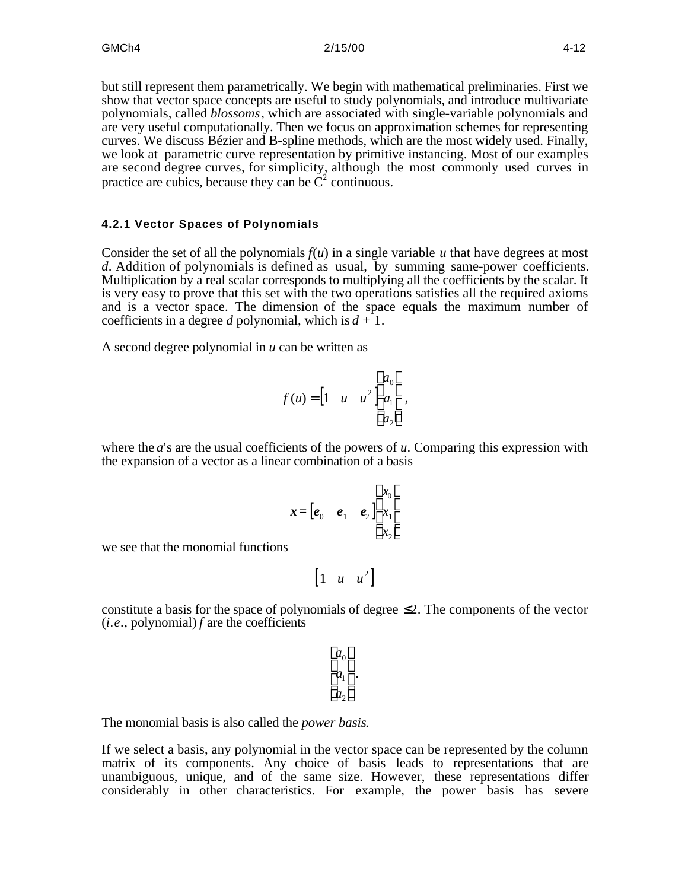but still represent them parametrically. We begin with mathematical preliminaries. First we show that vector space concepts are useful to study polynomials, and introduce multivariate polynomials, called *blossoms*, which are associated with single-variable polynomials and are very useful computationally. Then we focus on approximation schemes for representing curves. We discuss Bézier and B-spline methods, which are the most widely used. Finally, we look at parametric curve representation by primitive instancing. Most of our examples are second degree curves, for simplicity, although the most commonly used curves in practice are cubics, because they can be $C^2$ continuous.

#### 4.2.1 Vector Spaces of Polynomials

Consider the set of all the polynomials $f(u)$ in a single variable $u$ that have degrees at most $d$. Addition of polynomials is defined as usual, by summing same-power coefficients. Multiplication by a real scalar corresponds to multiplying all the coefficients by the scalar. It is very easy to prove that this set with the two operations satisfies all the required axioms and is a vector space. The dimension of the space equals the maximum number of coefficients in a degree $d$ polynomial, which is $d + 1$.

A second degree polynomial in $u$ can be written as

$$f(u) = \begin{bmatrix} 1 & u & u^2 \end{bmatrix} \begin{bmatrix} a_0 \\ a_1 \\ a_2 \end{bmatrix},$$

where the $a$'s are the usual coefficients of the powers of $u$. Comparing this expression with the expansion of a vector as a linear combination of a basis

$$\boldsymbol{x} = \begin{bmatrix} \boldsymbol{e}_0 & \boldsymbol{e}_1 & \boldsymbol{e}_2 \end{bmatrix} \begin{bmatrix} x_0 \\ x_1 \\ x_2 \end{bmatrix}$$

we see that the monomial functions

$$\begin{bmatrix} 1 & u & u^2 \end{bmatrix}$$

constitute a basis for the space of polynomials of degree $\leq 2$. The components of the vector (*i.e.*, polynomial) $f$ are the coefficients

$$\begin{bmatrix} a_0 \\ a_1 \\ a_2 \end{bmatrix}.$$

The monomial basis is also called the *power basis*.

If we select a basis, any polynomial in the vector space can be represented by the column matrix of its components. Any choice of basis leads to representations that are unambiguous, unique, and of the same size. However, these representations differ considerably in other characteristics. For example, the power basis has severe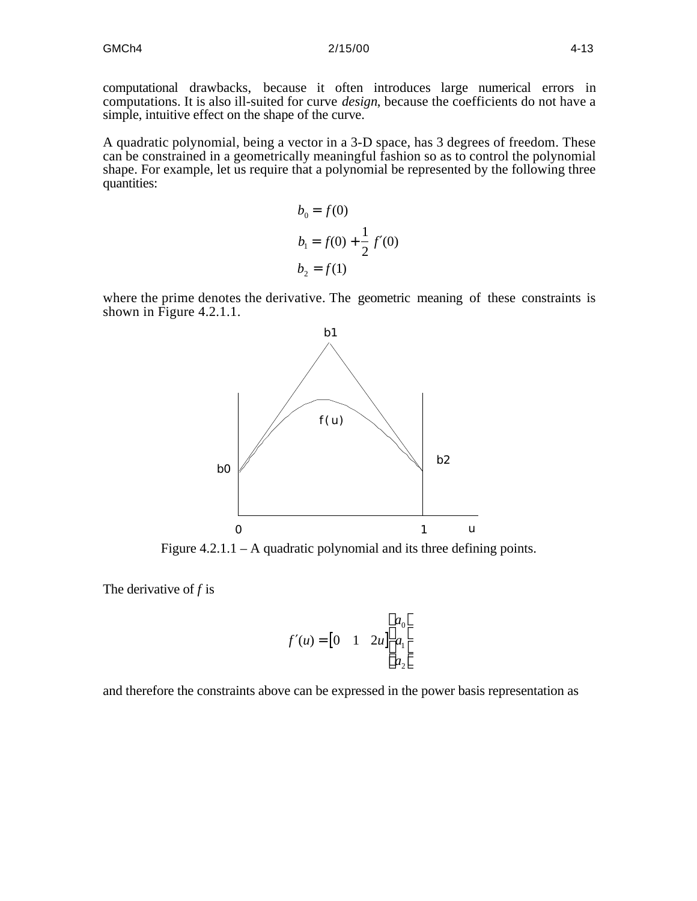computational drawbacks, because it often introduces large numerical errors in computations. It is also ill-suited for curve *design*, because the coefficients do not have a simple, intuitive effect on the shape of the curve.

A quadratic polynomial, being a vector in a 3-D space, has 3 degrees of freedom. These can be constrained in a geometrically meaningful fashion so as to control the polynomial shape. For example, let us require that a polynomial be represented by the following three quantities:

$$
\begin{aligned}
b_0 &= f(0) \\
b_1 &= f(0) + \frac{1}{2} f'(0) \\
b_2 &= f(1)
\end{aligned}
$$

where the prime denotes the derivative. The geometric meaning of these constraints is shown in Figure 4.2.1.1.

Figure 4.2.1.1 – A quadratic polynomial and its three defining points.

The derivative of $f$ is

$$
f'(u) = \begin{bmatrix} 0 & 1 & 2u \end{bmatrix} \begin{bmatrix} a_0 \\ a_1 \\ a_2 \end{bmatrix}
$$

and therefore the constraints above can be expressed in the power basis representation as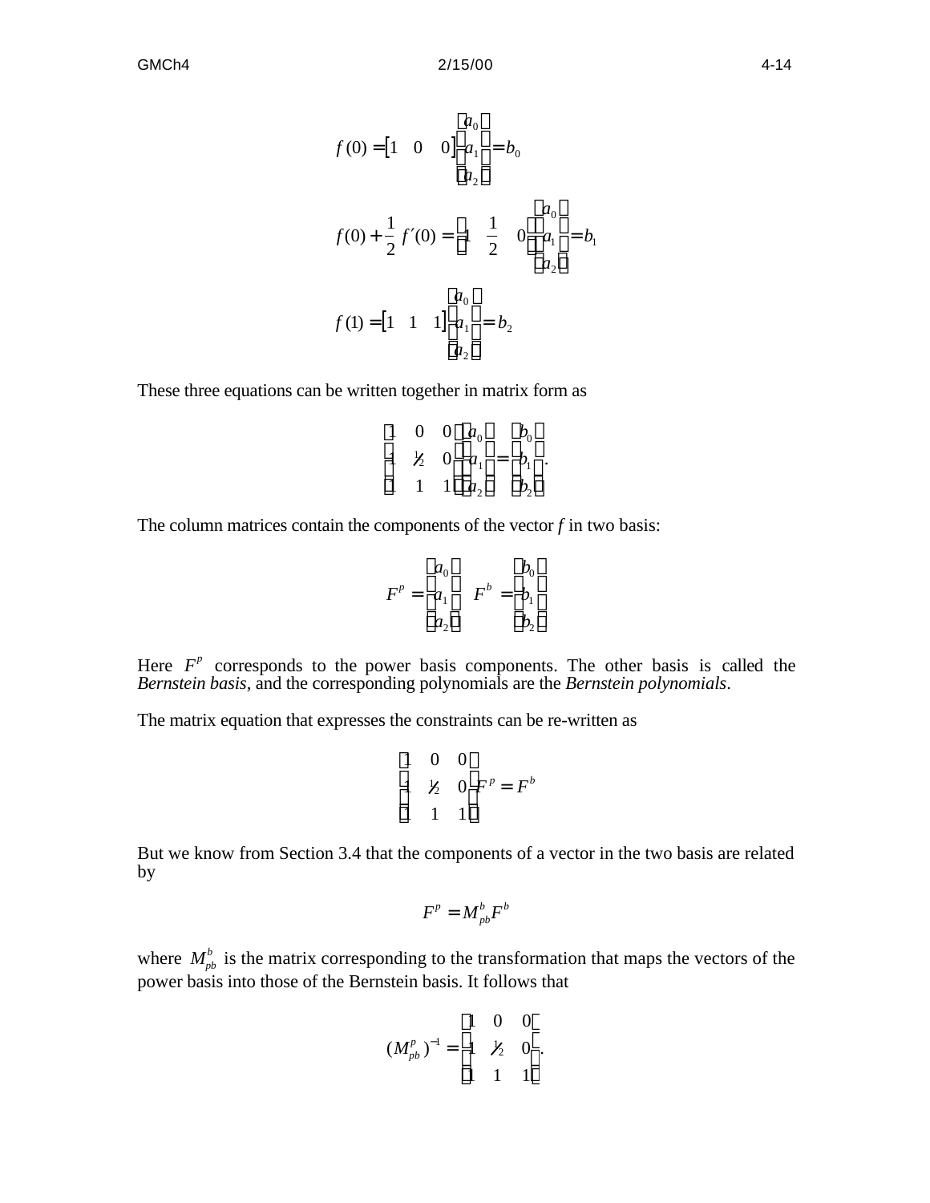$$f(0) = \begin{bmatrix} 1 & 0 & 0 \end{bmatrix} \begin{bmatrix} a_0 \\ a_1 \\ a_2 \end{bmatrix} = b_0$$

$$f(0) + \frac{1}{2} f'(0) = \begin{bmatrix} 1 & \frac{1}{2} & 0 \end{bmatrix} \begin{bmatrix} a_0 \\ a_1 \\ a_2 \end{bmatrix} = b_1$$

$$f(1) = \begin{bmatrix} 1 & 1 & 1 \end{bmatrix} \begin{bmatrix} a_0 \\ a_1 \\ a_2 \end{bmatrix} = b_2$$

These three equations can be written together in matrix form as

$$\begin{bmatrix} 1 & 0 & 0 \\ 1 & \frac{1}{2} & 0 \\ 1 & 1 & 1 \end{bmatrix} \begin{bmatrix} a_0 \\ a_1 \\ a_2 \end{bmatrix} = \begin{bmatrix} b_0 \\ b_1 \\ b_2 \end{bmatrix}.$$

The column matrices contain the components of the vector $f$ in two basis:

$$F^p = \begin{bmatrix} a_0 \\ a_1 \\ a_2 \end{bmatrix} \quad F^b = \begin{bmatrix} b_0 \\ b_1 \\ b_2 \end{bmatrix}$$

Here $F^p$ corresponds to the power basis components. The other basis is called the *Bernstein basis*, and the corresponding polynomials are the *Bernstein polynomials*.

The matrix equation that expresses the constraints can be re-written as

$$\begin{bmatrix} 1 & 0 & 0 \\ 1 & \frac{1}{2} & 0 \\ 1 & 1 & 1 \end{bmatrix} F^p = F^b$$

But we know from Section 3.4 that the components of a vector in the two basis are related by

$$F^p = M^b_{pb} F^b$$

where $M^b_{pb}$ is the matrix corresponding to the transformation that maps the vectors of the power basis into those of the Bernstein basis. It follows that

$$(M^p_{pb})^{-1} = \begin{bmatrix} 1 & 0 & 0 \\ 1 & \frac{1}{2} & 0 \\ 1 & 1 & 1 \end{bmatrix}.$$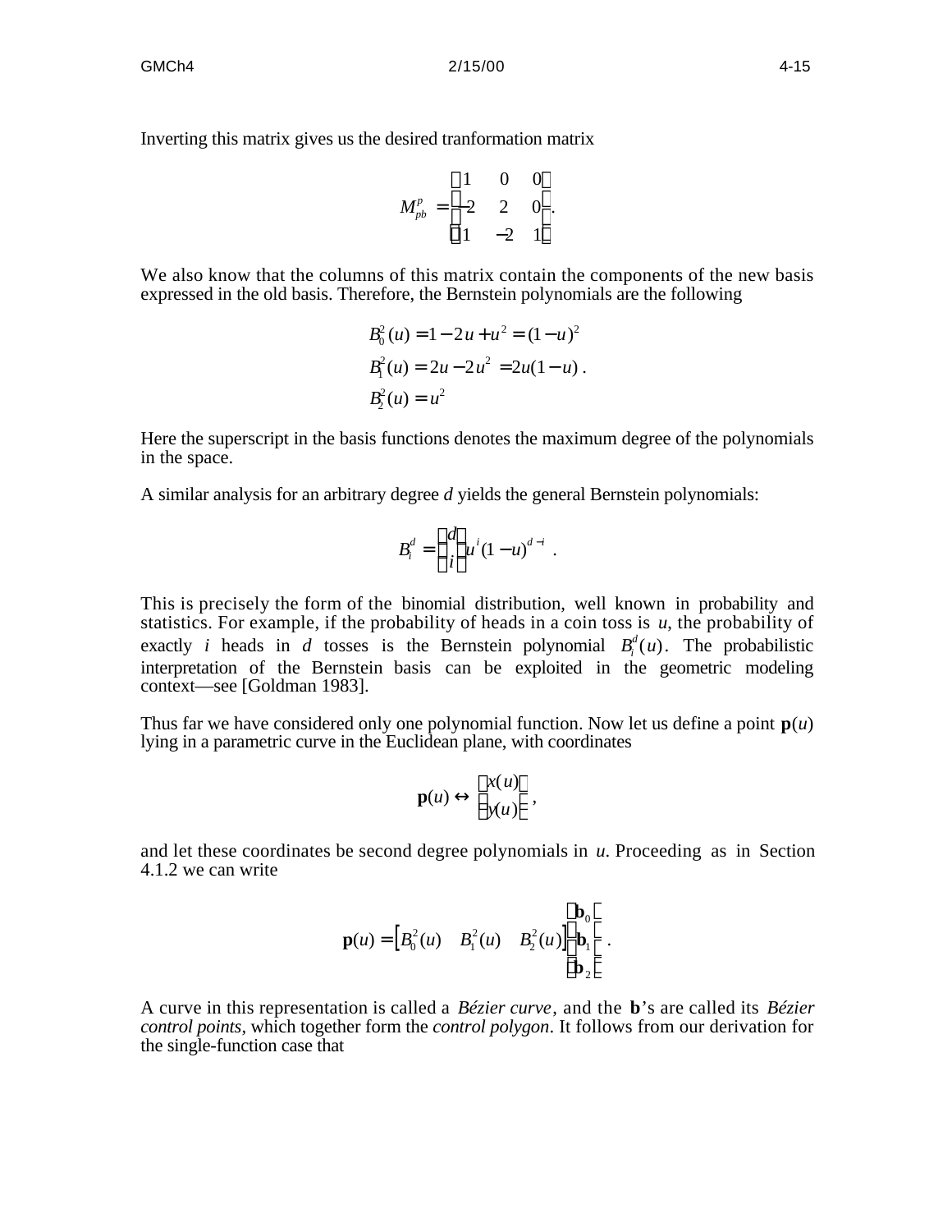Inverting this matrix gives us the desired tranformation matrix

$$M_{pb}^{p} = \begin{bmatrix} 1 & 0 & 0 \\ -2 & 2 & 0 \\ 1 & -2 & 1 \end{bmatrix}.$$

We also know that the columns of this matrix contain the components of the new basis expressed in the old basis. Therefore, the Bernstein polynomials are the following

$$\begin{aligned} B_0^2(u) &= 1 - 2u + u^2 = (1-u)^2 \\ B_1^2(u) &= 2u - 2u^2 = 2u(1-u) \\ B_2^2(u) &= u^2 \end{aligned}.$$

Here the superscript in the basis functions denotes the maximum degree of the polynomials in the space.

A similar analysis for an arbitrary degree $d$ yields the general Bernstein polynomials:

$$B_i^d = \binom{d}{i} u^i (1-u)^{d-i} \ .$$

This is precisely the form of the binomial distribution, well known in probability and statistics. For example, if the probability of heads in a coin toss is $u$, the probability of exactly $i$ heads in $d$ tosses is the Bernstein polynomial $B_i^d(u)$. The probabilistic interpretation of the Bernstein basis can be exploited in the geometric modeling context—see [Goldman 1983].

Thus far we have considered only one polynomial function. Now let us define a point $\mathbf{p}(u)$ lying in a parametric curve in the Euclidean plane, with coordinates

$$\mathbf{p}(u) \leftrightarrow \begin{bmatrix} x(u) \\ y(u) \end{bmatrix},$$

and let these coordinates be second degree polynomials in $u$. Proceeding as in Section 4.1.2 we can write

$$\mathbf{p}(u) = \begin{bmatrix} B_0^2(u) & B_1^2(u) & B_2^2(u) \end{bmatrix} \begin{bmatrix} \mathbf{b}_0 \\ \mathbf{b}_1 \\ \mathbf{b}_2 \end{bmatrix}.$$

A curve in this representation is called a *Bézier curve*, and the **b**'s are called its *Bézier control points*, which together form the *control polygon*. It follows from our derivation for the single-function case that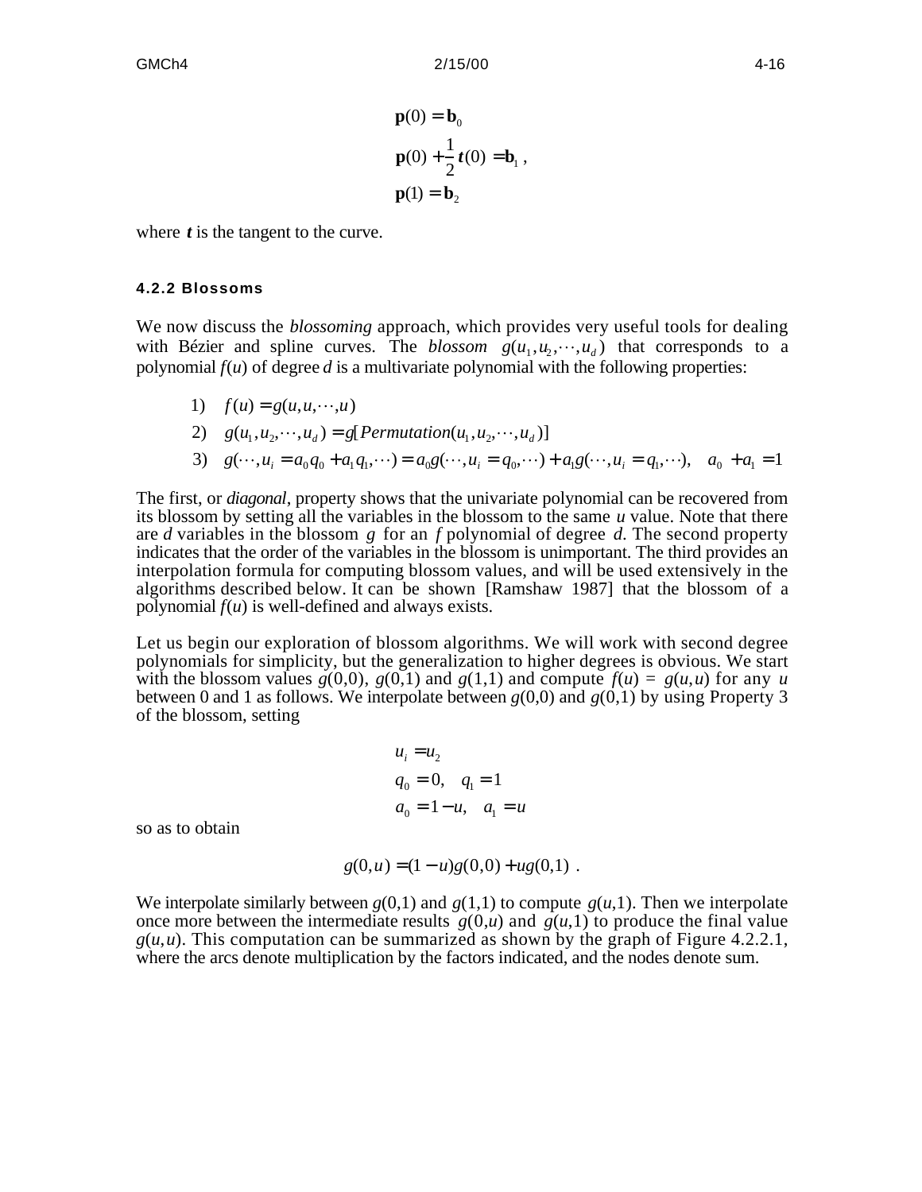$$
\begin{aligned}
\mathbf{p}(0) &= \mathbf{b}_0 \\
\mathbf{p}(0) + \frac{1}{2}\boldsymbol{t}(0) &= \mathbf{b}_1 \,, \\
\mathbf{p}(1) &= \mathbf{b}_2
\end{aligned}
$$

where $\boldsymbol{t}$ is the tangent to the curve.

### 4.2.2 Blossoms

We now discuss the *blossoming* approach, which provides very useful tools for dealing with Bézier and spline curves. The *blossom* $g(u_1, u_2, \cdots, u_d)$ that corresponds to a polynomial $f(u)$ of degree $d$ is a multivariate polynomial with the following properties:

1) $f(u) = g(u, u, \cdots, u)$
2) $g(u_1, u_2, \cdots, u_d) = g[Permutation(u_1, u_2, \cdots, u_d)]$
3) $g(\cdots, u_i = a_0 q_0 + a_1 q_1, \cdots) = a_0 g(\cdots, u_i = q_0, \cdots) + a_1 g(\cdots, u_i = q_1, \cdots), \quad a_0 + a_1 = 1$

The first, or *diagonal*, property shows that the univariate polynomial can be recovered from its blossom by setting all the variables in the blossom to the same $u$ value. Note that there are $d$ variables in the blossom $g$ for an $f$ polynomial of degree $d$. The second property indicates that the order of the variables in the blossom is unimportant. The third provides an interpolation formula for computing blossom values, and will be used extensively in the algorithms described below. It can be shown [Ramshaw 1987] that the blossom of a polynomial $f(u)$ is well-defined and always exists.

Let us begin our exploration of blossom algorithms. We will work with second degree polynomials for simplicity, but the generalization to higher degrees is obvious. We start with the blossom values $g(0,0)$, $g(0,1)$ and $g(1,1)$ and compute $f(u) = g(u,u)$ for any $u$ between 0 and 1 as follows. We interpolate between $g(0,0)$ and $g(0,1)$ by using Property 3 of the blossom, setting

$$
\begin{aligned}
&u_i = u_2 \\
&q_0 = 0, \quad q_1 = 1 \\
&a_0 = 1 - u, \quad a_1 = u
\end{aligned}
$$

so as to obtain

$$
g(0,u) = (1-u) g(0,0) + u g(0,1) \;.
$$

We interpolate similarly between $g(0,1)$ and $g(1,1)$ to compute $g(u,1)$. Then we interpolate once more between the intermediate results $g(0,u)$ and $g(u,1)$ to produce the final value $g(u,u)$. This computation can be summarized as shown by the graph of Figure 4.2.2.1, where the arcs denote multiplication by the factors indicated, and the nodes denote sum.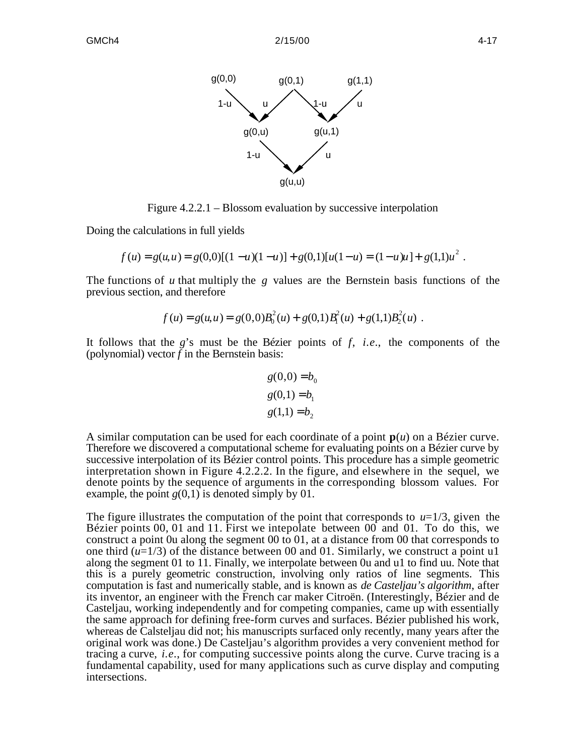g(0,0) g(0,1) g(1,1)

1-u u 1-u u

g(0,u) g(u,1)

1-u u

g(u,u)

Figure 4.2.2.1 – Blossom evaluation by successive interpolation

Doing the calculations in full yields

$$f(u) = g(u,u) = g(0,0)[(1-u)(1-u)] + g(0,1)[u(1-u) = (1-u)u] + g(1,1)u^2 \ .$$

The functions of $u$ that multiply the $g$ values are the Bernstein basis functions of the previous section, and therefore

$$f(u) = g(u,u) = g(0,0)B_0^2(u) + g(0,1)B_1^2(u) + g(1,1)B_2^2(u) \ .$$

It follows that the $g$'s must be the Bézier points of $f$, *i.e.*, the components of the (polynomial) vector $f$ in the Bernstein basis:

$$g(0,0) = b_0$$
$$g(0,1) = b_1$$
$$g(1,1) = b_2$$

A similar computation can be used for each coordinate of a point $\mathbf{p}(u)$ on a Bézier curve. Therefore we discovered a computational scheme for evaluating points on a Bézier curve by successive interpolation of its Bézier control points. This procedure has a simple geometric interpretation shown in Figure 4.2.2.2. In the figure, and elsewhere in the sequel, we denote points by the sequence of arguments in the corresponding blossom values. For example, the point $g(0,1)$ is denoted simply by 01.

The figure illustrates the computation of the point that corresponds to $u$=1/3, given the Bézier points 00, 01 and 11. First we intepolate between 00 and 01. To do this, we construct a point 0u along the segment 00 to 01, at a distance from 00 that corresponds to one third ($u$=1/3) of the distance between 00 and 01. Similarly, we construct a point u1 along the segment 01 to 11. Finally, we interpolate between 0u and u1 to find uu. Note that this is a purely geometric construction, involving only ratios of line segments. This computation is fast and numerically stable, and is known as *de Casteljau's algorithm*, after its inventor, an engineer with the French car maker Citroën. (Interestingly, Bézier and de Casteljau, working independently and for competing companies, came up with essentially the same approach for defining free-form curves and surfaces. Bézier published his work, whereas de Calsteljau did not; his manuscripts surfaced only recently, many years after the original work was done.) De Casteljau's algorithm provides a very convenient method for tracing a curve, *i.e.*, for computing successive points along the curve. Curve tracing is a fundamental capability, used for many applications such as curve display and computing intersections.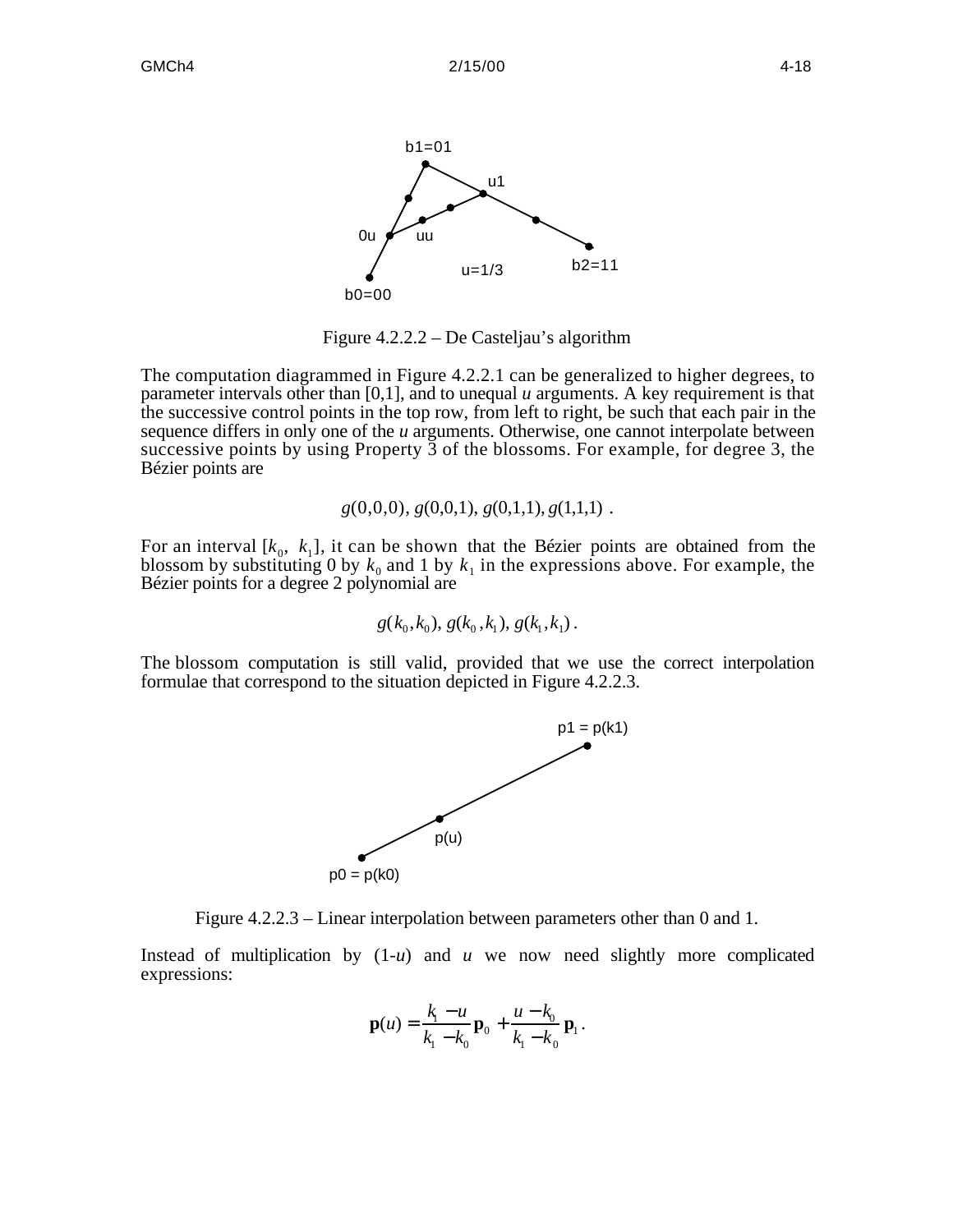Figure 4.2.2.2 – De Casteljau's algorithm

The computation diagrammed in Figure 4.2.2.1 can be generalized to higher degrees, to parameter intervals other than [0,1], and to unequal *u* arguments. A key requirement is that the successive control points in the top row, from left to right, be such that each pair in the sequence differs in only one of the *u* arguments. Otherwise, one cannot interpolate between successive points by using Property 3 of the blossoms. For example, for degree 3, the Bézier points are

$$g(0,0,0),\ g(0,0,1),\ g(0,1,1),\ g(1,1,1)\ .$$

For an interval $[k_0,\ k_1]$, it can be shown that the Bézier points are obtained from the blossom by substituting 0 by $k_0$ and 1 by $k_1$ in the expressions above. For example, the Bézier points for a degree 2 polynomial are

$$g(k_0,k_0),\ g(k_0,k_1),\ g(k_1,k_1)\,.$$

The blossom computation is still valid, provided that we use the correct interpolation formulae that correspond to the situation depicted in Figure 4.2.2.3.

Figure 4.2.2.3 – Linear interpolation between parameters other than 0 and 1.

Instead of multiplication by (1-*u*) and *u* we now need slightly more complicated expressions:

$$\mathbf{p}(u) = \frac{k_1 - u}{k_1 - k_0}\mathbf{p}_0 + \frac{u - k_0}{k_1 - k_0}\mathbf{p}_1\,.$$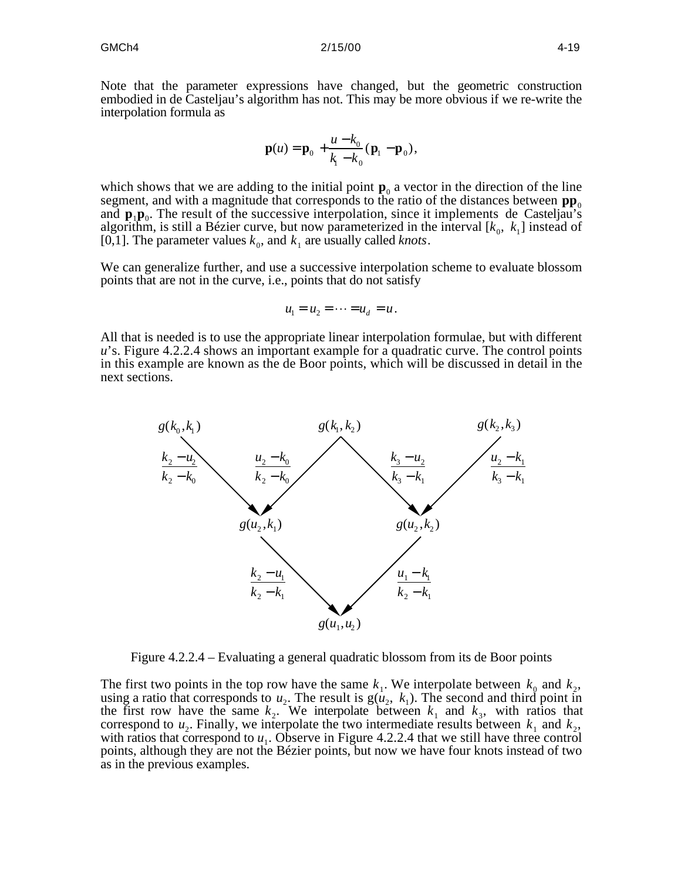Note that the parameter expressions have changed, but the geometric construction embodied in de Casteljau's algorithm has not. This may be more obvious if we re-write the interpolation formula as

$$\mathbf{p}(u) = \mathbf{p}_0 + \frac{u - k_0}{k_1 - k_0}(\mathbf{p}_1 - \mathbf{p}_0),$$

which shows that we are adding to the initial point $\mathbf{p}_0$ a vector in the direction of the line segment, and with a magnitude that corresponds to the ratio of the distances between $\mathbf{p}\mathbf{p}_0$ and $\mathbf{p}_1\mathbf{p}_0$. The result of the successive interpolation, since it implements de Casteljau's algorithm, is still a Bézier curve, but now parameterized in the interval $[k_0, k_1]$ instead of $[0,1]$. The parameter values $k_0$, and $k_1$ are usually called *knots*.

We can generalize further, and use a successive interpolation scheme to evaluate blossom points that are not in the curve, i.e., points that do not satisfy

$$u_1 = u_2 = \cdots = u_d = u.$$

All that is needed is to use the appropriate linear interpolation formulae, but with different $u$'s. Figure 4.2.2.4 shows an important example for a quadratic curve. The control points in this example are known as the de Boor points, which will be discussed in detail in the next sections.

$g(k_0, k_1)$ $g(k_1, k_2)$ $g(k_2, k_3)$

$\frac{k_2 - u_2}{k_2 - k_0}$ $\frac{u_2 - k_0}{k_2 - k_0}$ $\frac{k_3 - u_2}{k_3 - k_1}$ $\frac{u_2 - k_1}{k_3 - k_1}$

$g(u_2, k_1)$ $g(u_2, k_2)$

$\frac{k_2 - u_1}{k_2 - k_1}$ $\frac{u_1 - k_1}{k_2 - k_1}$

$g(u_1, u_2)$

Figure 4.2.2.4 – Evaluating a general quadratic blossom from its de Boor points

The first two points in the top row have the same $k_1$. We interpolate between $k_0$ and $k_2$, using a ratio that corresponds to $u_2$. The result is $g(u_2, k_1)$. The second and third point in the first row have the same $k_2$. We interpolate between $k_1$ and $k_3$, with ratios that correspond to $u_2$. Finally, we interpolate the two intermediate results between $k_1$ and $k_2$, with ratios that correspond to $u_1$. Observe in Figure 4.2.2.4 that we still have three control points, although they are not the Bézier points, but now we have four knots instead of two as in the previous examples.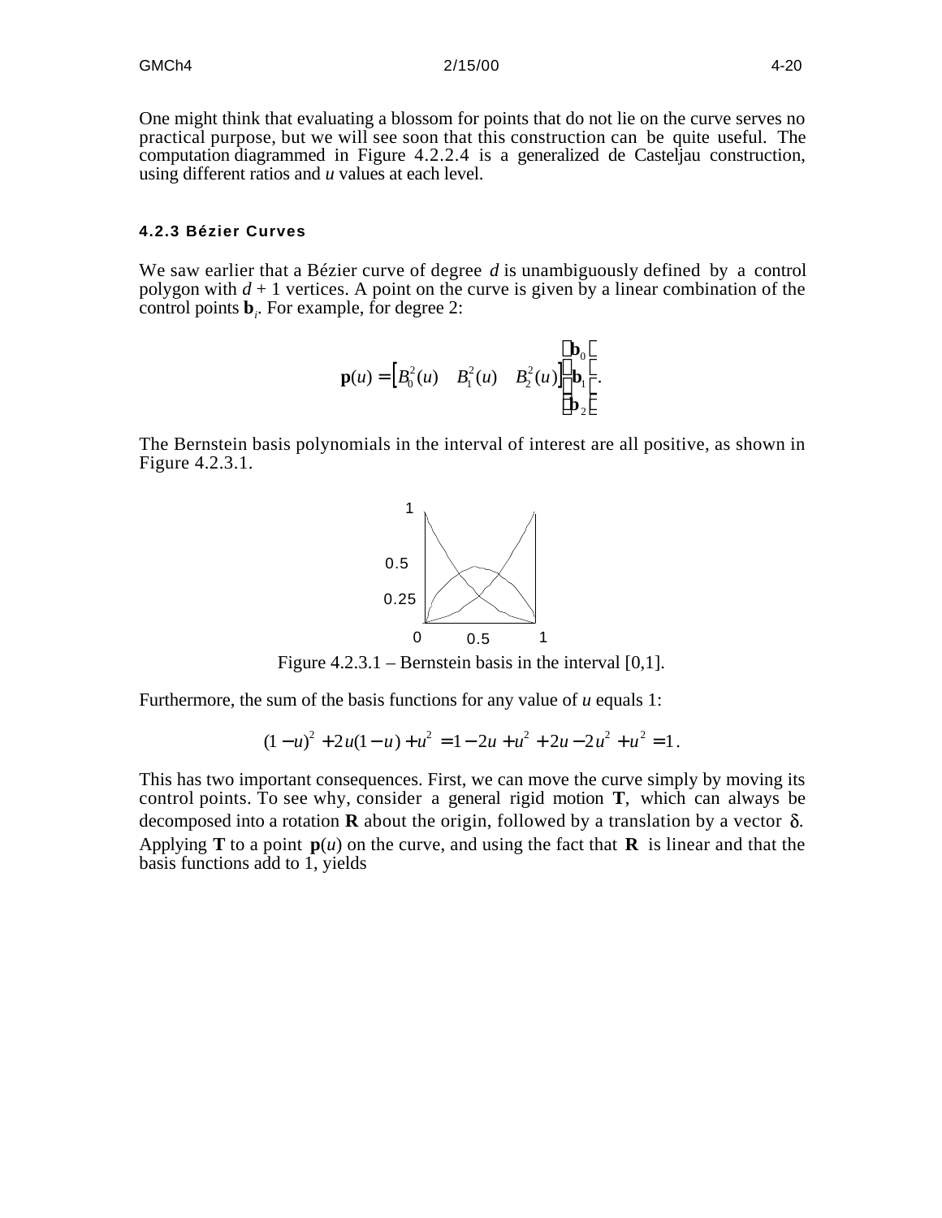One might think that evaluating a blossom for points that do not lie on the curve serves no practical purpose, but we will see soon that this construction can be quite useful. The computation diagrammed in Figure 4.2.2.4 is a generalized de Casteljau construction, using different ratios and $u$ values at each level.

### 4.2.3 Bézier Curves

We saw earlier that a Bézier curve of degree $d$ is unambiguously defined by a control polygon with $d + 1$ vertices. A point on the curve is given by a linear combination of the control points $\mathbf{b}_i$. For example, for degree 2:

$$\mathbf{p}(u) = \begin{bmatrix} B_0^2(u) & B_1^2(u) & B_2^2(u) \end{bmatrix} \begin{bmatrix} \mathbf{b}_0 \\ \mathbf{b}_1 \\ \mathbf{b}_2 \end{bmatrix}.$$

The Bernstein basis polynomials in the interval of interest are all positive, as shown in Figure 4.2.3.1.

Figure 4.2.3.1 – Bernstein basis in the interval [0,1].

Furthermore, the sum of the basis functions for any value of $u$ equals 1:

$$(1-u)^2 + 2u(1-u) + u^2 = 1 - 2u + u^2 + 2u - 2u^2 + u^2 = 1.$$

This has two important consequences. First, we can move the curve simply by moving its control points. To see why, consider a general rigid motion $\mathbf{T}$, which can always be decomposed into a rotation $\mathbf{R}$ about the origin, followed by a translation by a vector $\delta$. Applying $\mathbf{T}$ to a point $\mathbf{p}(u)$ on the curve, and using the fact that $\mathbf{R}$ is linear and that the basis functions add to 1, yields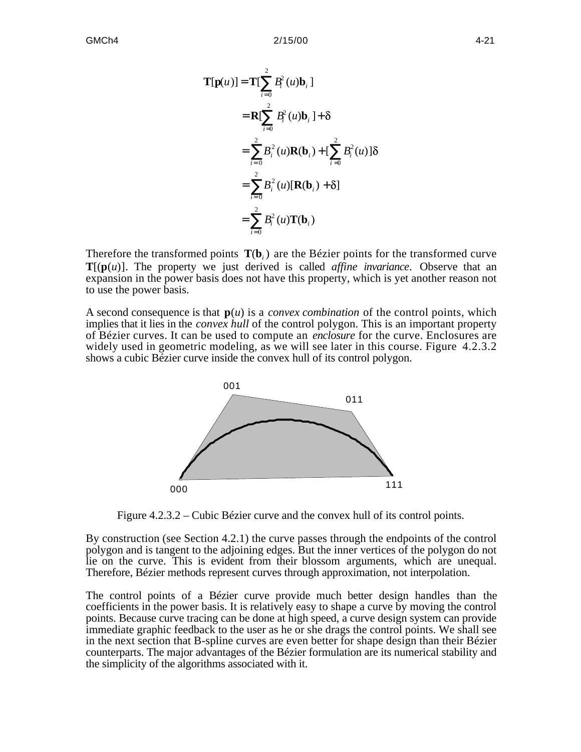$$
\begin{aligned}
\mathbf{T}[\mathbf{p}(u)] &= \mathbf{T}[\sum_{i=0}^{2} B_i^2(u)\mathbf{b}_i] \\
&= \mathbf{R}[\sum_{i=0}^{2} B_i^2(u)\mathbf{b}_i] + \delta \\
&= \sum_{i=0}^{2} B_i^2(u)\mathbf{R}(\mathbf{b}_i) + [\sum_{i=0}^{2} B_i^2(u)]\delta \\
&= \sum_{i=0}^{2} B_i^2(u)[\mathbf{R}(\mathbf{b}_i) + \delta] \\
&= \sum_{i=0}^{2} B_i^2(u)\mathbf{T}(\mathbf{b}_i)
\end{aligned}
$$

Therefore the transformed points $\mathbf{T}(\mathbf{b}_i)$ are the Bézier points for the transformed curve $\mathbf{T}[(\mathbf{p}(u)]$. The property we just derived is called *affine invariance*. Observe that an expansion in the power basis does not have this property, which is yet another reason not to use the power basis.

A second consequence is that $\mathbf{p}(u)$ is a *convex combination* of the control points, which implies that it lies in the *convex hull* of the control polygon. This is an important property of Bézier curves. It can be used to compute an *enclosure* for the curve. Enclosures are widely used in geometric modeling, as we will see later in this course. Figure 4.2.3.2 shows a cubic Bézier curve inside the convex hull of its control polygon.

Figure 4.2.3.2 – Cubic Bézier curve and the convex hull of its control points.

By construction (see Section 4.2.1) the curve passes through the endpoints of the control polygon and is tangent to the adjoining edges. But the inner vertices of the polygon do not lie on the curve. This is evident from their blossom arguments, which are unequal. Therefore, Bézier methods represent curves through approximation, not interpolation.

The control points of a Bézier curve provide much better design handles than the coefficients in the power basis. It is relatively easy to shape a curve by moving the control points. Because curve tracing can be done at high speed, a curve design system can provide immediate graphic feedback to the user as he or she drags the control points. We shall see in the next section that B-spline curves are even better for shape design than their Bézier counterparts. The major advantages of the Bézier formulation are its numerical stability and the simplicity of the algorithms associated with it.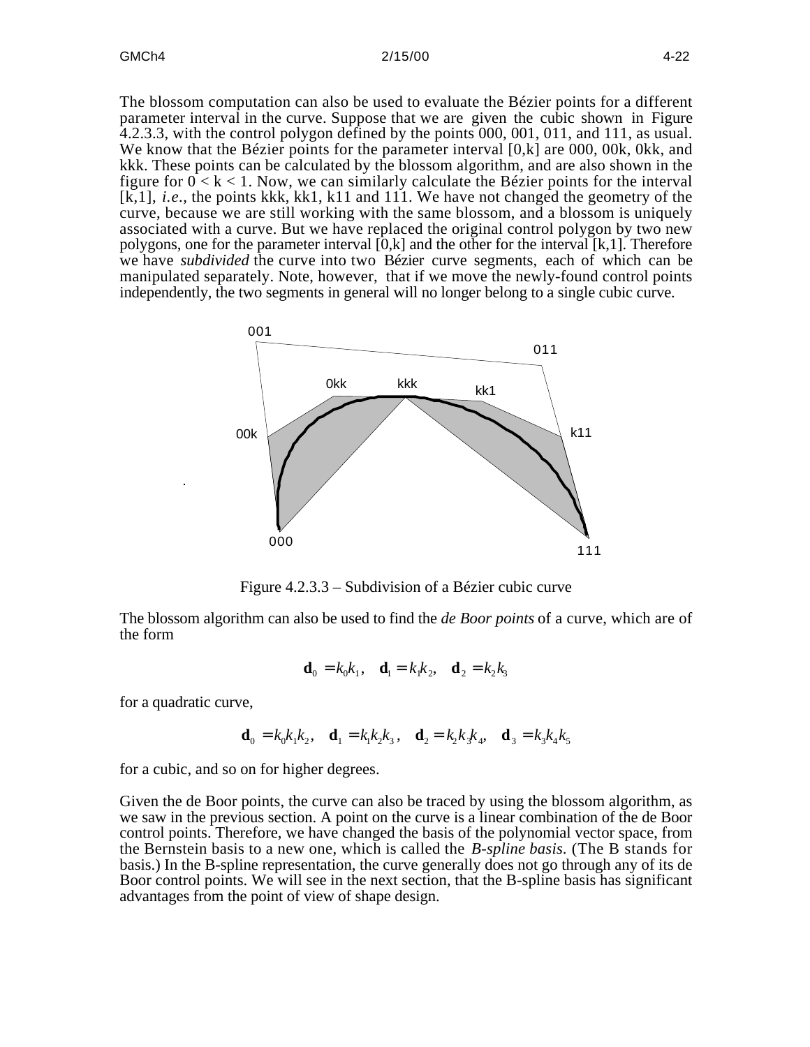The blossom computation can also be used to evaluate the Bézier points for a different parameter interval in the curve. Suppose that we are given the cubic shown in Figure 4.2.3.3, with the control polygon defined by the points 000, 001, 011, and 111, as usual. We know that the Bézier points for the parameter interval [0,k] are 000, 00k, 0kk, and kkk. These points can be calculated by the blossom algorithm, and are also shown in the figure for $0 < k < 1$. Now, we can similarly calculate the Bézier points for the interval [k,1], *i.e.*, the points kkk, kk1, k11 and 111. We have not changed the geometry of the curve, because we are still working with the same blossom, and a blossom is uniquely associated with a curve. But we have replaced the original control polygon by two new polygons, one for the parameter interval [0,k] and the other for the interval [k,1]. Therefore we have *subdivided* the curve into two Bézier curve segments, each of which can be manipulated separately. Note, however, that if we move the newly-found control points independently, the two segments in general will no longer belong to a single cubic curve.

Figure 4.2.3.3 – Subdivision of a Bézier cubic curve

The blossom algorithm can also be used to find the *de Boor points* of a curve, which are of the form

$$\mathbf{d}_0 = k_0 k_1, \quad \mathbf{d}_1 = k_1 k_2, \quad \mathbf{d}_2 = k_2 k_3$$

for a quadratic curve,

$$\mathbf{d}_0 = k_0 k_1 k_2, \quad \mathbf{d}_1 = k_1 k_2 k_3, \quad \mathbf{d}_2 = k_2 k_3 k_4, \quad \mathbf{d}_3 = k_3 k_4 k_5$$

for a cubic, and so on for higher degrees.

Given the de Boor points, the curve can also be traced by using the blossom algorithm, as we saw in the previous section. A point on the curve is a linear combination of the de Boor control points. Therefore, we have changed the basis of the polynomial vector space, from the Bernstein basis to a new one, which is called the *B-spline basis*. (The B stands for basis.) In the B-spline representation, the curve generally does not go through any of its de Boor control points. We will see in the next section, that the B-spline basis has significant advantages from the point of view of shape design.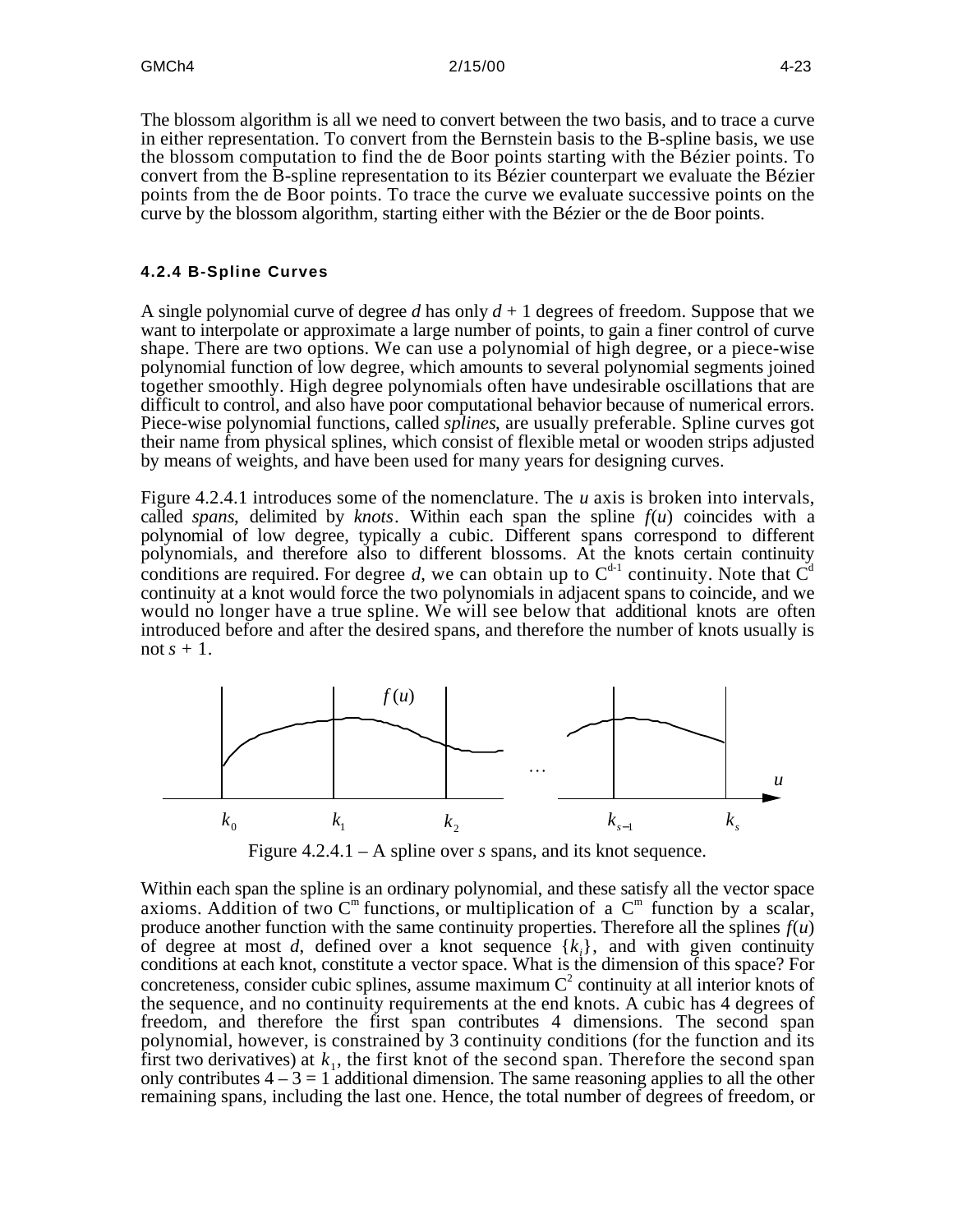The blossom algorithm is all we need to convert between the two basis, and to trace a curve in either representation. To convert from the Bernstein basis to the B-spline basis, we use the blossom computation to find the de Boor points starting with the Bézier points. To convert from the B-spline representation to its Bézier counterpart we evaluate the Bézier points from the de Boor points. To trace the curve we evaluate successive points on the curve by the blossom algorithm, starting either with the Bézier or the de Boor points.

#### 4.2.4 B-Spline Curves

A single polynomial curve of degree $d$ has only $d + 1$ degrees of freedom. Suppose that we want to interpolate or approximate a large number of points, to gain a finer control of curve shape. There are two options. We can use a polynomial of high degree, or a piece-wise polynomial function of low degree, which amounts to several polynomial segments joined together smoothly. High degree polynomials often have undesirable oscillations that are difficult to control, and also have poor computational behavior because of numerical errors. Piece-wise polynomial functions, called *splines*, are usually preferable. Spline curves got their name from physical splines, which consist of flexible metal or wooden strips adjusted by means of weights, and have been used for many years for designing curves.

Figure 4.2.4.1 introduces some of the nomenclature. The $u$ axis is broken into intervals, called *spans*, delimited by *knots*. Within each span the spline $f(u)$ coincides with a polynomial of low degree, typically a cubic. Different spans correspond to different polynomials, and therefore also to different blossoms. At the knots certain continuity conditions are required. For degree $d$, we can obtain up to $C^{d-1}$ continuity. Note that $C^d$ continuity at a knot would force the two polynomials in adjacent spans to coincide, and we would no longer have a true spline. We will see below that additional knots are often introduced before and after the desired spans, and therefore the number of knots usually is not $s + 1$.

Figure 4.2.4.1 – A spline over $s$ spans, and its knot sequence.

Within each span the spline is an ordinary polynomial, and these satisfy all the vector space axioms. Addition of two $C^m$ functions, or multiplication of a $C^m$ function by a scalar, produce another function with the same continuity properties. Therefore all the splines $f(u)$ of degree at most $d$, defined over a knot sequence $\{k_i\}$, and with given continuity conditions at each knot, constitute a vector space. What is the dimension of this space? For concreteness, consider cubic splines, assume maximum $C^2$ continuity at all interior knots of the sequence, and no continuity requirements at the end knots. A cubic has 4 degrees of freedom, and therefore the first span contributes 4 dimensions. The second span polynomial, however, is constrained by 3 continuity conditions (for the function and its first two derivatives) at $k_1$, the first knot of the second span. Therefore the second span only contributes $4 - 3 = 1$ additional dimension. The same reasoning applies to all the other remaining spans, including the last one. Hence, the total number of degrees of freedom, or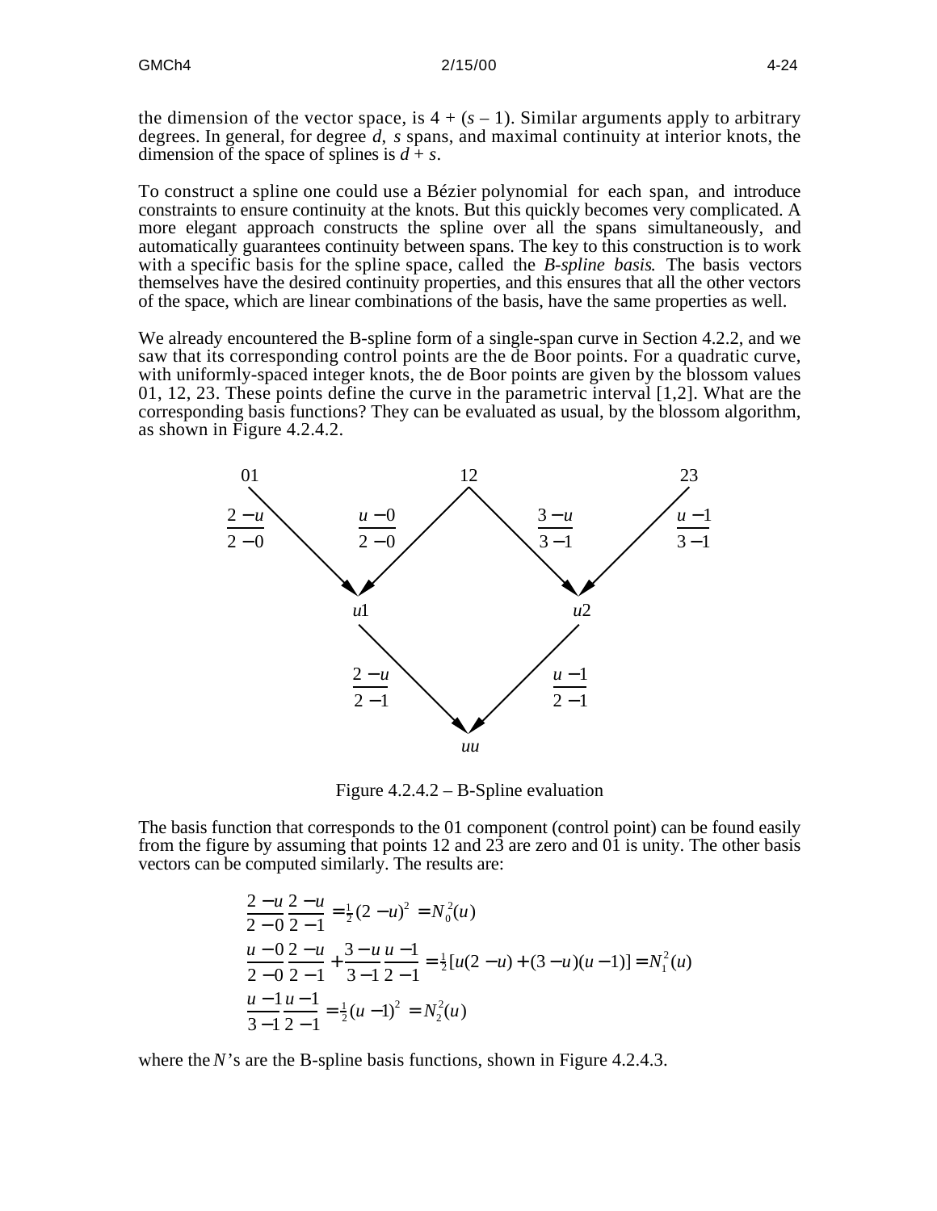the dimension of the vector space, is $4 + (s - 1)$. Similar arguments apply to arbitrary degrees. In general, for degree $d$, $s$ spans, and maximal continuity at interior knots, the dimension of the space of splines is $d + s$.

To construct a spline one could use a Bézier polynomial for each span, and introduce constraints to ensure continuity at the knots. But this quickly becomes very complicated. A more elegant approach constructs the spline over all the spans simultaneously, and automatically guarantees continuity between spans. The key to this construction is to work with a specific basis for the spline space, called the *B-spline basis*. The basis vectors themselves have the desired continuity properties, and this ensures that all the other vectors of the space, which are linear combinations of the basis, have the same properties as well.

We already encountered the B-spline form of a single-span curve in Section 4.2.2, and we saw that its corresponding control points are the de Boor points. For a quadratic curve, with uniformly-spaced integer knots, the de Boor points are given by the blossom values 01, 12, 23. These points define the curve in the parametric interval [1,2]. What are the corresponding basis functions? They can be evaluated as usual, by the blossom algorithm, as shown in Figure 4.2.4.2.

01 12 23

$\frac{2-u}{2-0}$ $\frac{u-0}{2-0}$ $\frac{3-u}{3-1}$ $\frac{u-1}{3-1}$

$u1$ $u2$

$\frac{2-u}{2-1}$ $\frac{u-1}{2-1}$

$uu$

Figure 4.2.4.2 – B-Spline evaluation

The basis function that corresponds to the 01 component (control point) can be found easily from the figure by assuming that points 12 and 23 are zero and 01 is unity. The other basis vectors can be computed similarly. The results are:

$$\frac{2-u}{2-0}\frac{2-u}{2-1} = \tfrac{1}{2}(2-u)^2 = N_0^2(u)$$

$$\frac{u-0}{2-0}\frac{2-u}{2-1} + \frac{3-u}{3-1}\frac{u-1}{2-1} = \tfrac{1}{2}[u(2-u) + (3-u)(u-1)] = N_1^2(u)$$

$$\frac{u-1}{3-1}\frac{u-1}{2-1} = \tfrac{1}{2}(u-1)^2 = N_2^2(u)$$

where the $N$'s are the B-spline basis functions, shown in Figure 4.2.4.3.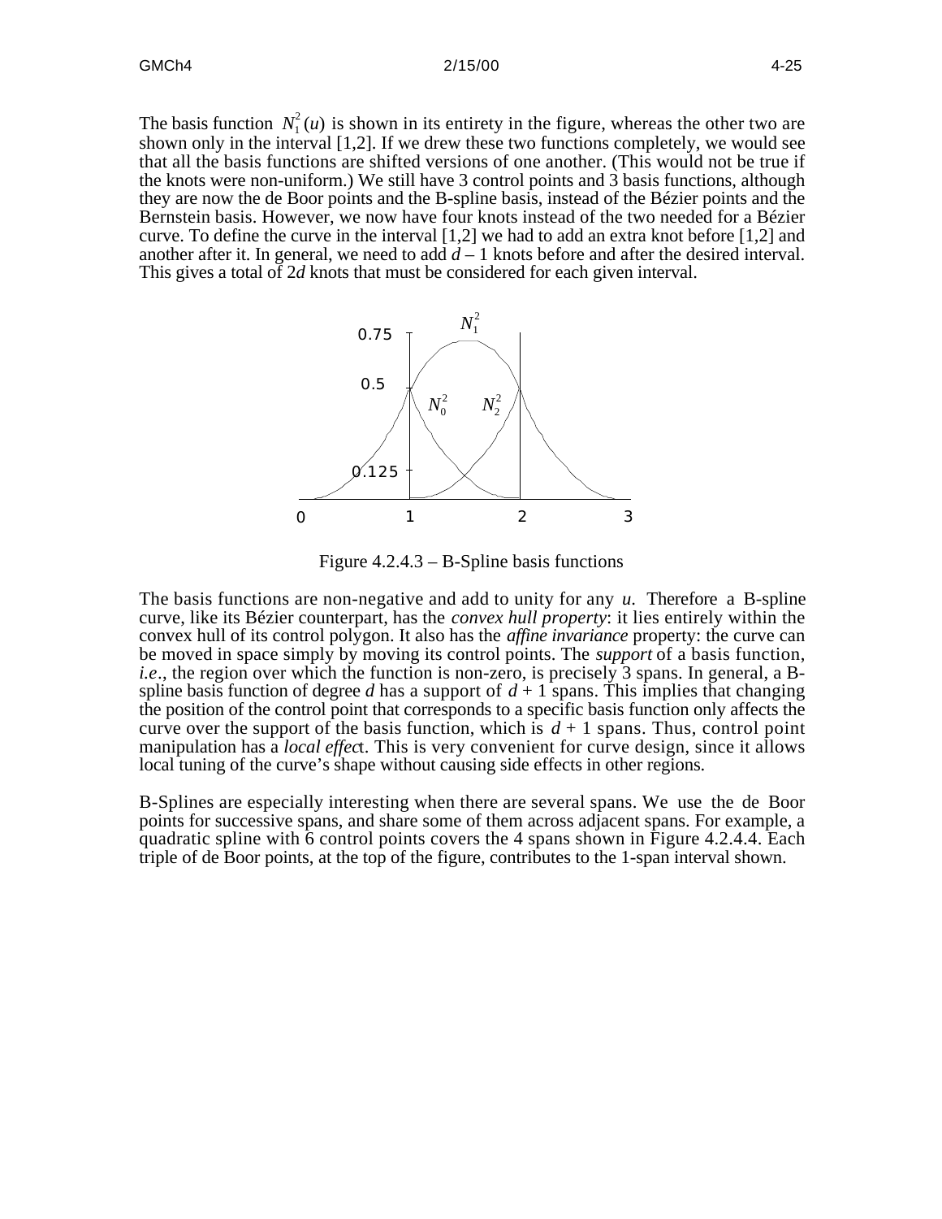The basis function $N_1^2(u)$ is shown in its entirety in the figure, whereas the other two are shown only in the interval [1,2]. If we drew these two functions completely, we would see that all the basis functions are shifted versions of one another. (This would not be true if the knots were non-uniform.) We still have 3 control points and 3 basis functions, although they are now the de Boor points and the B-spline basis, instead of the Bézier points and the Bernstein basis. However, we now have four knots instead of the two needed for a Bézier curve. To define the curve in the interval [1,2] we had to add an extra knot before [1,2] and another after it. In general, we need to add $d - 1$ knots before and after the desired interval. This gives a total of $2d$ knots that must be considered for each given interval.

Figure 4.2.4.3 – B-Spline basis functions

The basis functions are non-negative and add to unity for any $u$. Therefore a B-spline curve, like its Bézier counterpart, has the *convex hull property*: it lies entirely within the convex hull of its control polygon. It also has the *affine invariance* property: the curve can be moved in space simply by moving its control points. The *support* of a basis function, *i.e*., the region over which the function is non-zero, is precisely 3 spans. In general, a B-spline basis function of degree $d$ has a support of $d + 1$ spans. This implies that changing the position of the control point that corresponds to a specific basis function only affects the curve over the support of the basis function, which is $d + 1$ spans. Thus, control point manipulation has a *local effect*. This is very convenient for curve design, since it allows local tuning of the curve's shape without causing side effects in other regions.

B-Splines are especially interesting when there are several spans. We use the de Boor points for successive spans, and share some of them across adjacent spans. For example, a quadratic spline with 6 control points covers the 4 spans shown in Figure 4.2.4.4. Each triple of de Boor points, at the top of the figure, contributes to the 1-span interval shown.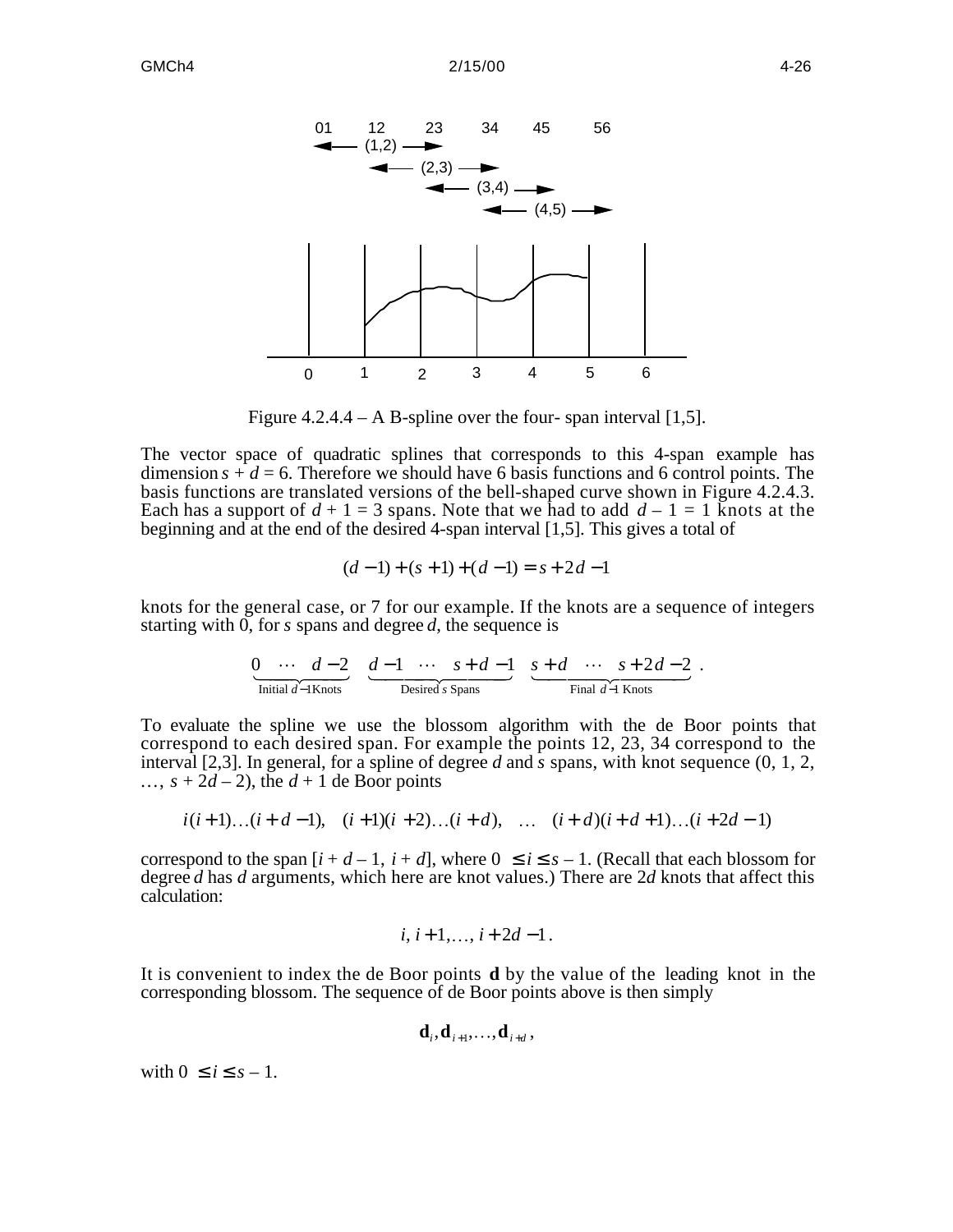Figure 4.2.4.4 – A B-spline over the four- span interval [1,5].

The vector space of quadratic splines that corresponds to this 4-span example has dimension $s + d = 6$. Therefore we should have 6 basis functions and 6 control points. The basis functions are translated versions of the bell-shaped curve shown in Figure 4.2.4.3. Each has a support of $d + 1 = 3$ spans. Note that we had to add $d - 1 = 1$ knots at the beginning and at the end of the desired 4-span interval [1,5]. This gives a total of

$$(d-1)+(s+1)+(d-1)=s+2d-1$$

knots for the general case, or 7 for our example. If the knots are a sequence of integers starting with 0, for $s$ spans and degree $d$, the sequence is

$$\underbrace{0 \quad \cdots \quad d-2}_{\text{Initial } d-1 \text{Knots}} \quad \underbrace{d-1 \quad \cdots \quad s+d-1}_{\text{Desired } s \text{ Spans}} \quad \underbrace{s+d \quad \cdots \quad s+2d-2}_{\text{Final } d-1 \text{ Knots}}.$$

To evaluate the spline we use the blossom algorithm with the de Boor points that correspond to each desired span. For example the points 12, 23, 34 correspond to the interval [2,3]. In general, for a spline of degree $d$ and $s$ spans, with knot sequence $(0, 1, 2, \ldots, s + 2d - 2)$, the $d + 1$ de Boor points

$$i(i+1)\ldots(i+d-1), \quad (i+1)(i+2)\ldots(i+d), \quad \ldots \quad (i+d)(i+d+1)\ldots(i+2d-1)$$

correspond to the span $[i + d - 1,\ i + d]$, where $0 \le i \le s - 1$. (Recall that each blossom for degree $d$ has $d$ arguments, which here are knot values.) There are $2d$ knots that affect this calculation:

$$i,\ i+1,\ldots,\ i+2d-1.$$

It is convenient to index the de Boor points $\mathbf{d}$ by the value of the leading knot in the corresponding blossom. The sequence of de Boor points above is then simply

$$\mathbf{d}_i, \mathbf{d}_{i+1}, \ldots, \mathbf{d}_{i+d},$$

with $0 \le i \le s - 1$.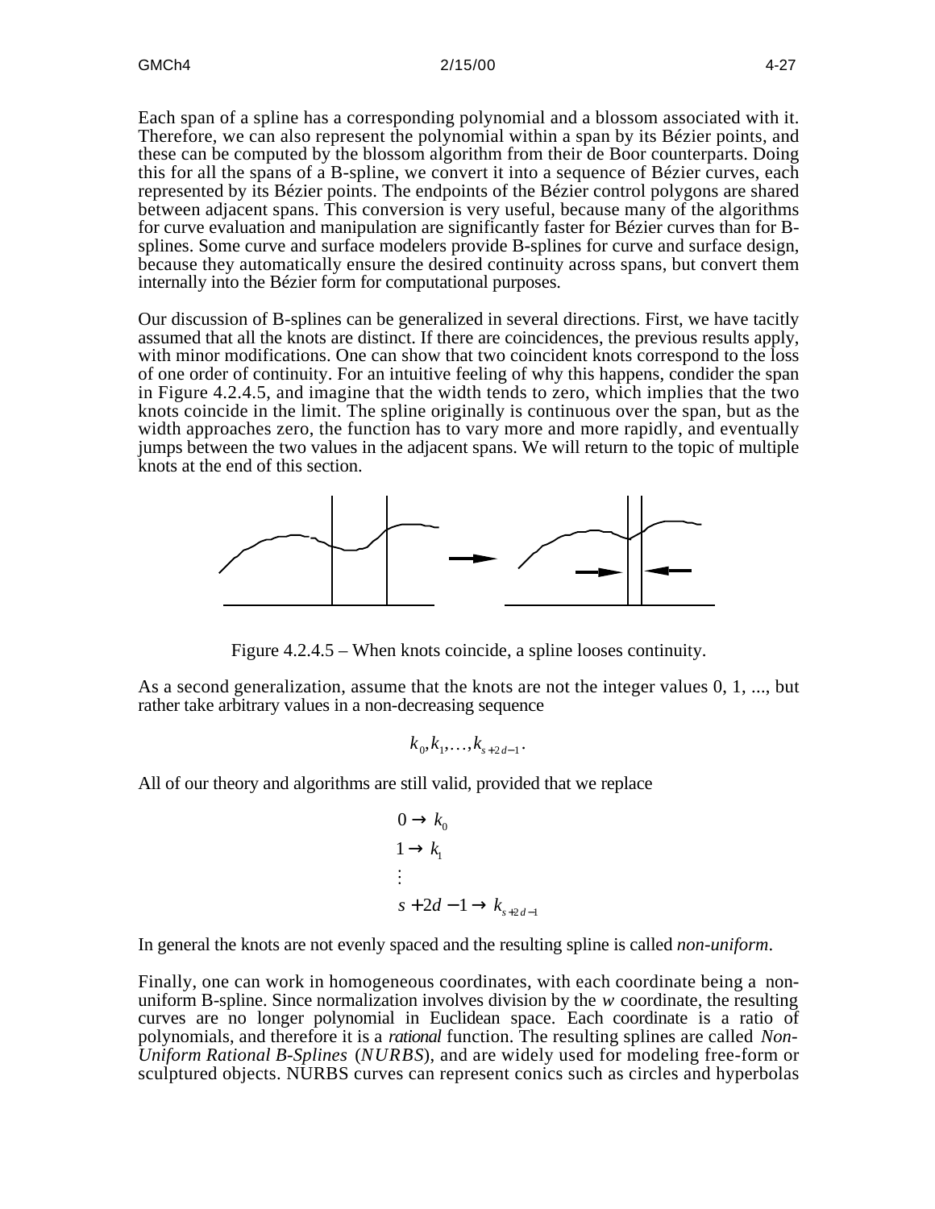Each span of a spline has a corresponding polynomial and a blossom associated with it. Therefore, we can also represent the polynomial within a span by its Bézier points, and these can be computed by the blossom algorithm from their de Boor counterparts. Doing this for all the spans of a B-spline, we convert it into a sequence of Bézier curves, each represented by its Bézier points. The endpoints of the Bézier control polygons are shared between adjacent spans. This conversion is very useful, because many of the algorithms for curve evaluation and manipulation are significantly faster for Bézier curves than for B-splines. Some curve and surface modelers provide B-splines for curve and surface design, because they automatically ensure the desired continuity across spans, but convert them internally into the Bézier form for computational purposes.

Our discussion of B-splines can be generalized in several directions. First, we have tacitly assumed that all the knots are distinct. If there are coincidences, the previous results apply, with minor modifications. One can show that two coincident knots correspond to the loss of one order of continuity. For an intuitive feeling of why this happens, condider the span in Figure 4.2.4.5, and imagine that the width tends to zero, which implies that the two knots coincide in the limit. The spline originally is continuous over the span, but as the width approaches zero, the function has to vary more and more rapidly, and eventually jumps between the two values in the adjacent spans. We will return to the topic of multiple knots at the end of this section.

Figure 4.2.4.5 – When knots coincide, a spline looses continuity.

As a second generalization, assume that the knots are not the integer values 0, 1, ..., but rather take arbitrary values in a non-decreasing sequence

$$k_0, k_1, \ldots, k_{s+2d-1}.$$

All of our theory and algorithms are still valid, provided that we replace

$$\begin{aligned}
0 &\rightarrow k_0 \\
1 &\rightarrow k_1 \\
&\vdots \\
s+2d-1 &\rightarrow k_{s+2d-1}
\end{aligned}$$

In general the knots are not evenly spaced and the resulting spline is called *non-uniform*.

Finally, one can work in homogeneous coordinates, with each coordinate being a non-uniform B-spline. Since normalization involves division by the $w$ coordinate, the resulting curves are no longer polynomial in Euclidean space. Each coordinate is a ratio of polynomials, and therefore it is a *rational* function. The resulting splines are called *Non-Uniform Rational B-Splines* (*NURBS*), and are widely used for modeling free-form or sculptured objects. NURBS curves can represent conics such as circles and hyperbolas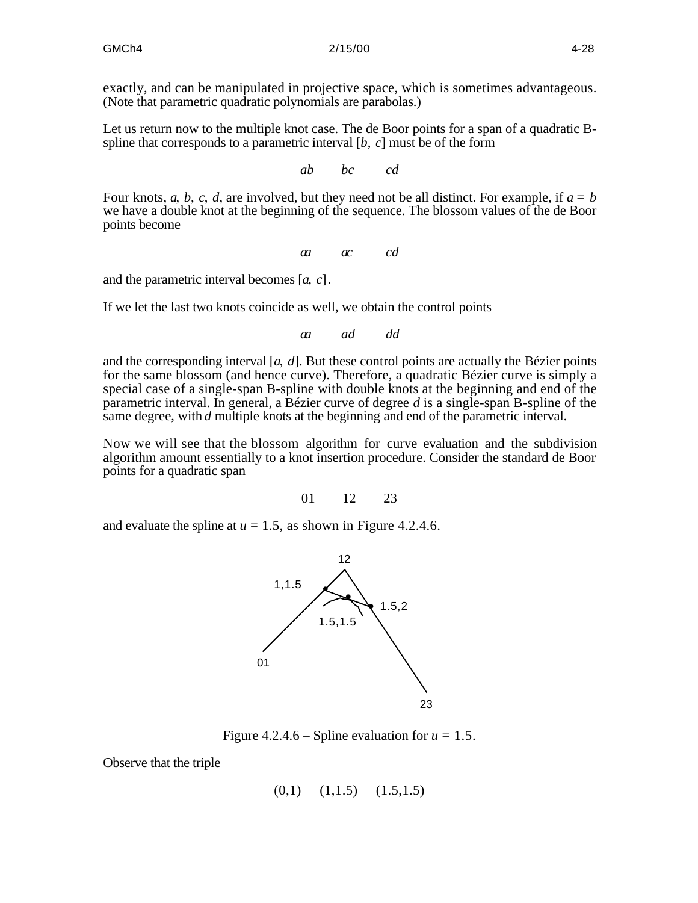exactly, and can be manipulated in projective space, which is sometimes advantageous. (Note that parametric quadratic polynomials are parabolas.)

Let us return now to the multiple knot case. The de Boor points for a span of a quadratic B-spline that corresponds to a parametric interval $[b, c]$ must be of the form

$$ab \qquad bc \qquad cd$$

Four knots, $a$, $b$, $c$, $d$, are involved, but they need not be all distinct. For example, if $a = b$ we have a double knot at the beginning of the sequence. The blossom values of the de Boor points become

$$aa \qquad ac \qquad cd$$

and the parametric interval becomes $[a, c]$.

If we let the last two knots coincide as well, we obtain the control points

$$aa \qquad ad \qquad dd$$

and the corresponding interval $[a, d]$. But these control points are actually the Bézier points for the same blossom (and hence curve). Therefore, a quadratic Bézier curve is simply a special case of a single-span B-spline with double knots at the beginning and end of the parametric interval. In general, a Bézier curve of degree $d$ is a single-span B-spline of the same degree, with $d$ multiple knots at the beginning and end of the parametric interval.

Now we will see that the blossom algorithm for curve evaluation and the subdivision algorithm amount essentially to a knot insertion procedure. Consider the standard de Boor points for a quadratic span

$$01 \qquad 12 \qquad 23$$

and evaluate the spline at $u = 1.5$, as shown in Figure 4.2.4.6.

Figure 4.2.4.6 – Spline evaluation for $u = 1.5$.

Observe that the triple

$$(0,1) \qquad (1,1.5) \qquad (1.5,1.5)$$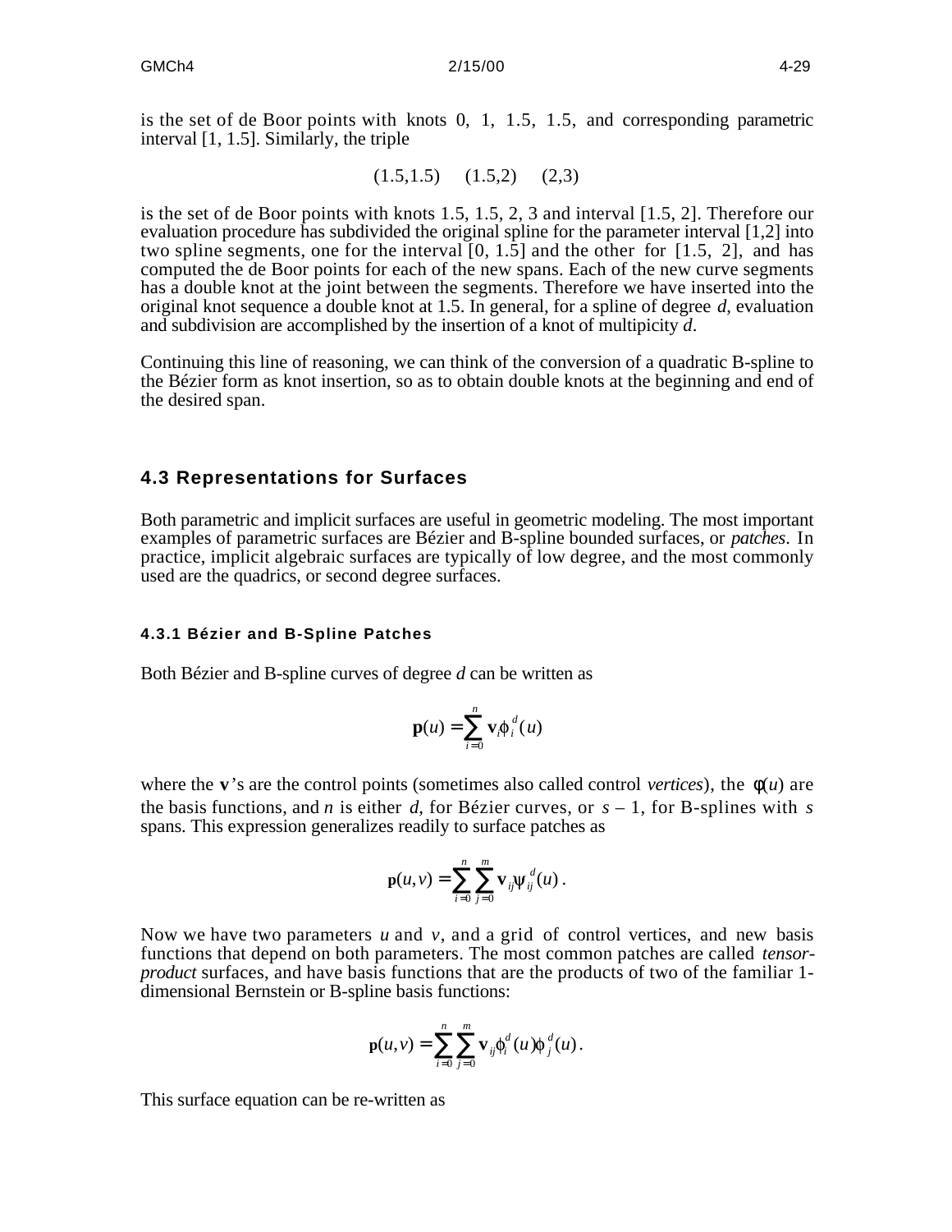is the set of de Boor points with knots 0, 1, 1.5, 1.5, and corresponding parametric interval [1, 1.5]. Similarly, the triple

$$(1.5,1.5) \quad (1.5,2) \quad (2,3)$$

is the set of de Boor points with knots 1.5, 1.5, 2, 3 and interval [1.5, 2]. Therefore our evaluation procedure has subdivided the original spline for the parameter interval [1,2] into two spline segments, one for the interval [0, 1.5] and the other for [1.5, 2], and has computed the de Boor points for each of the new spans. Each of the new curve segments has a double knot at the joint between the segments. Therefore we have inserted into the original knot sequence a double knot at 1.5. In general, for a spline of degree $d$, evaluation and subdivision are accomplished by the insertion of a knot of multipicity $d$.

Continuing this line of reasoning, we can think of the conversion of a quadratic B-spline to the Bézier form as knot insertion, so as to obtain double knots at the beginning and end of the desired span.

## 4.3 Representations for Surfaces

Both parametric and implicit surfaces are useful in geometric modeling. The most important examples of parametric surfaces are Bézier and B-spline bounded surfaces, or *patches*. In practice, implicit algebraic surfaces are typically of low degree, and the most commonly used are the quadrics, or second degree surfaces.

### 4.3.1 Bézier and B-Spline Patches

Both Bézier and B-spline curves of degree $d$ can be written as

$$\mathbf{p}(u) = \sum_{i=0}^{n} \mathbf{v}_i \phi_i^d(u)$$

where the $\mathbf{v}$'s are the control points (sometimes also called control *vertices*), the $\phi(u)$ are the basis functions, and $n$ is either $d$, for Bézier curves, or $s - 1$, for B-splines with $s$ spans. This expression generalizes readily to surface patches as

$$\mathbf{p}(u,v) = \sum_{i=0}^{n} \sum_{j=0}^{m} \mathbf{v}_{ij} \psi_{ij}^d(u).$$

Now we have two parameters $u$ and $v$, and a grid of control vertices, and new basis functions that depend on both parameters. The most common patches are called *tensor-product* surfaces, and have basis functions that are the products of two of the familiar 1-dimensional Bernstein or B-spline basis functions:

$$\mathbf{p}(u,v) = \sum_{i=0}^{n} \sum_{j=0}^{m} \mathbf{v}_{ij} \phi_i^d(u) \phi_j^d(u).$$

This surface equation can be re-written as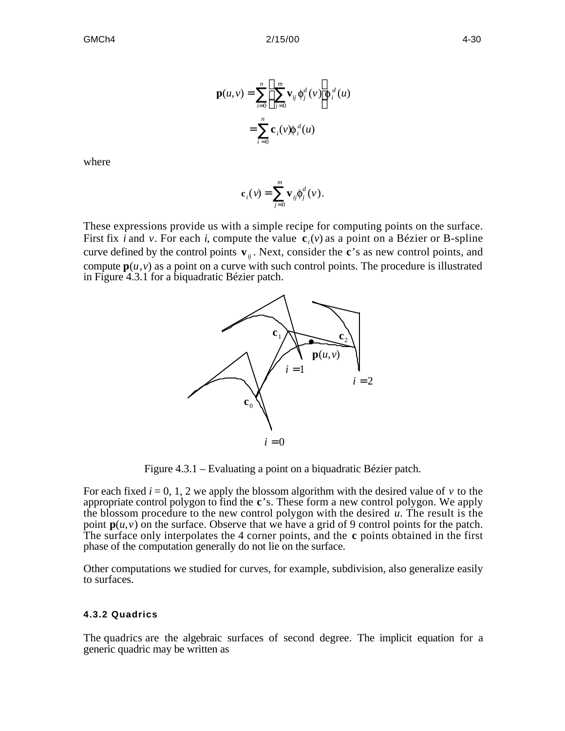$$\mathbf{p}(u,v) = \sum_{i=0}^{n} \left( \sum_{j=0}^{m} \mathbf{v}_{ij} \phi_j^d(v) \right) \phi_i^d(u)$$

$$= \sum_{i=0}^{n} \mathbf{c}_i(v) \phi_i^d(u)$$

where

$$\mathbf{c}_i(v) = \sum_{j=0}^{m} \mathbf{v}_{ij} \phi_j^d(v).$$

These expressions provide us with a simple recipe for computing points on the surface. First fix $i$ and $v$. For each $i$, compute the value $\mathbf{c}_i(v)$ as a point on a Bézier or B-spline curve defined by the control points $\mathbf{v}_{ij}$. Next, consider the $\mathbf{c}$'s as new control points, and compute $\mathbf{p}(u,v)$ as a point on a curve with such control points. The procedure is illustrated in Figure 4.3.1 for a biquadratic Bézier patch.

Figure 4.3.1 – Evaluating a point on a biquadratic Bézier patch.

For each fixed $i = 0, 1, 2$ we apply the blossom algorithm with the desired value of $v$ to the appropriate control polygon to find the $\mathbf{c}$'s. These form a new control polygon. We apply the blossom procedure to the new control polygon with the desired $u$. The result is the point $\mathbf{p}(u,v)$ on the surface. Observe that we have a grid of 9 control points for the patch. The surface only interpolates the 4 corner points, and the $\mathbf{c}$ points obtained in the first phase of the computation generally do not lie on the surface.

Other computations we studied for curves, for example, subdivision, also generalize easily to surfaces.

#### 4.3.2 Quadrics

The quadrics are the algebraic surfaces of second degree. The implicit equation for a generic quadric may be written as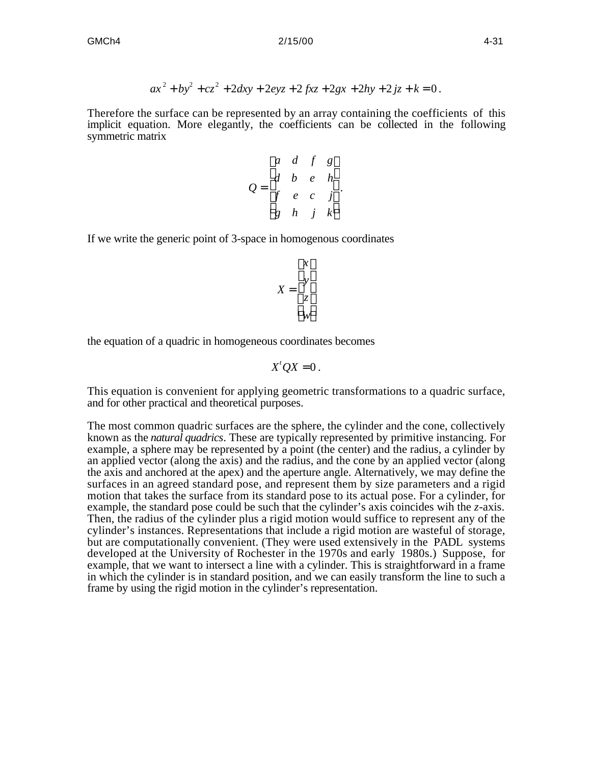$$ax^2 + by^2 + cz^2 + 2dxy + 2eyz + 2fxz + 2gx + 2hy + 2jz + k = 0 .$$

Therefore the surface can be represented by an array containing the coefficients of this implicit equation. More elegantly, the coefficients can be collected in the following symmetric matrix

$$Q = \begin{bmatrix} a & d & f & g \\ d & b & e & h \\ f & e & c & j \\ g & h & j & k \end{bmatrix}.$$

If we write the generic point of 3-space in homogenous coordinates

$$X = \begin{bmatrix} x \\ y \\ z \\ w \end{bmatrix}$$

the equation of a quadric in homogeneous coordinates becomes

$$X^t Q X = 0 .$$

This equation is convenient for applying geometric transformations to a quadric surface, and for other practical and theoretical purposes.

The most common quadric surfaces are the sphere, the cylinder and the cone, collectively known as the *natural quadrics*. These are typically represented by primitive instancing. For example, a sphere may be represented by a point (the center) and the radius, a cylinder by an applied vector (along the axis) and the radius, and the cone by an applied vector (along the axis and anchored at the apex) and the aperture angle. Alternatively, we may define the surfaces in an agreed standard pose, and represent them by size parameters and a rigid motion that takes the surface from its standard pose to its actual pose. For a cylinder, for example, the standard pose could be such that the cylinder's axis coincides wih the $z$-axis. Then, the radius of the cylinder plus a rigid motion would suffice to represent any of the cylinder's instances. Representations that include a rigid motion are wasteful of storage, but are computationally convenient. (They were used extensively in the PADL systems developed at the University of Rochester in the 1970s and early 1980s.) Suppose, for example, that we want to intersect a line with a cylinder. This is straightforward in a frame in which the cylinder is in standard position, and we can easily transform the line to such a frame by using the rigid motion in the cylinder's representation.